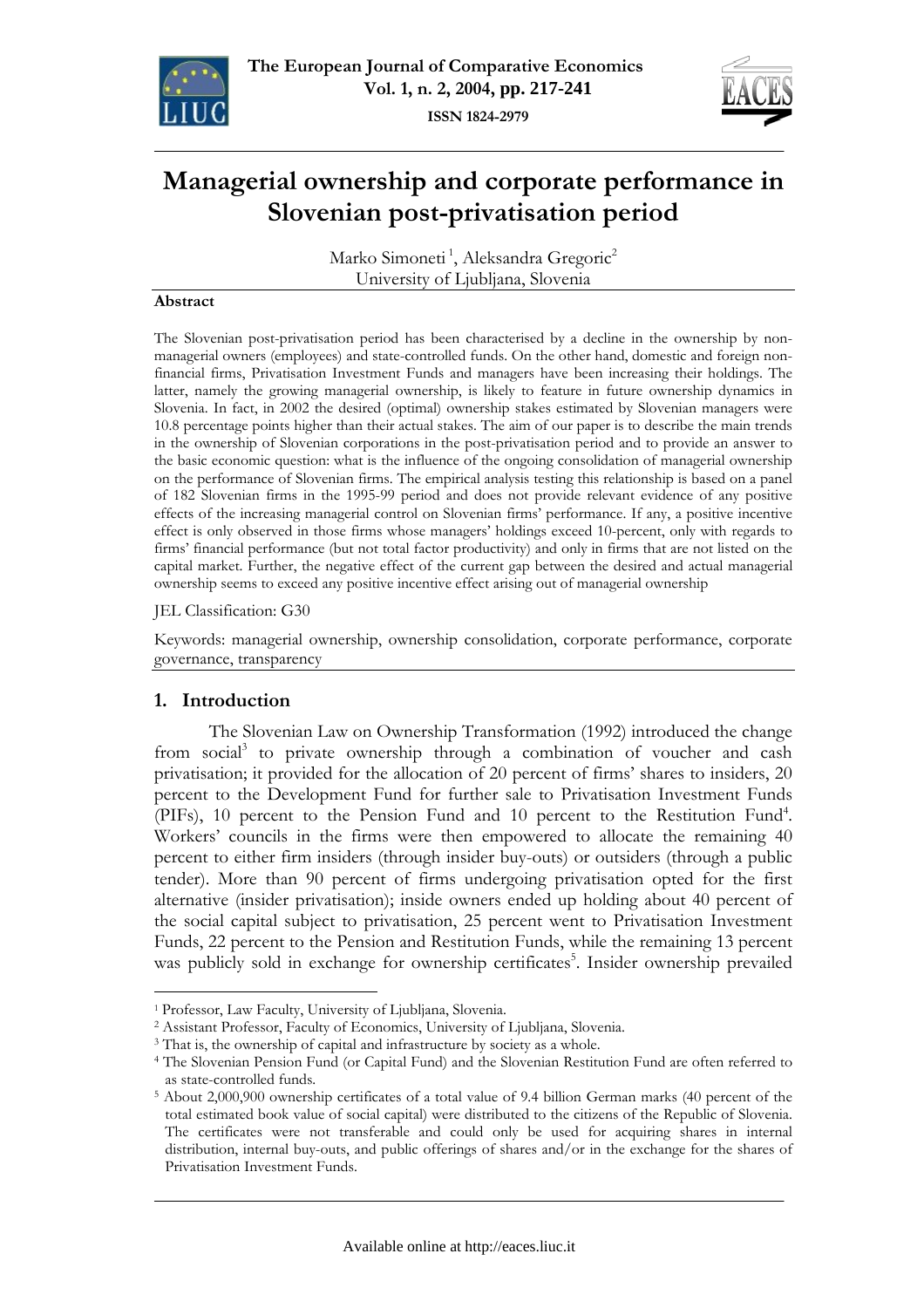# Managerial ownership and corporate performance in Slovenian post-privatisation period

Marko Simoneti [1], Aleksandra Gregoric[2]
University of Ljubljana, Slovenia

### Abstract

The Slovenian post-privatisation period has been characterised by a decline in the ownership by non-managerial owners (employees) and state-controlled funds. On the other hand, domestic and foreign non-financial firms, Privatisation Investment Funds and managers have been increasing their holdings. The latter, namely the growing managerial ownership, is likely to feature in future ownership dynamics in Slovenia. In fact, in 2002 the desired (optimal) ownership stakes estimated by Slovenian managers were 10.8 percentage points higher than their actual stakes. The aim of our paper is to describe the main trends in the ownership of Slovenian corporations in the post-privatisation period and to provide an answer to the basic economic question: what is the influence of the ongoing consolidation of managerial ownership on the performance of Slovenian firms. The empirical analysis testing this relationship is based on a panel of 182 Slovenian firms in the 1995-99 period and does not provide relevant evidence of any positive effects of the increasing managerial control on Slovenian firms' performance. If any, a positive incentive effect is only observed in those firms whose managers' holdings exceed 10-percent, only with regards to firms' financial performance (but not total factor productivity) and only in firms that are not listed on the capital market. Further, the negative effect of the current gap between the desired and actual managerial ownership seems to exceed any positive incentive effect arising out of managerial ownership

JEL Classification: G30

Keywords: managerial ownership, ownership consolidation, corporate performance, corporate governance, transparency

## 1. Introduction

The Slovenian Law on Ownership Transformation (1992) introduced the change from social[3] to private ownership through a combination of voucher and cash privatisation; it provided for the allocation of 20 percent of firms' shares to insiders, 20 percent to the Development Fund for further sale to Privatisation Investment Funds (PIFs), 10 percent to the Pension Fund and 10 percent to the Restitution Fund[4]. Workers' councils in the firms were then empowered to allocate the remaining 40 percent to either firm insiders (through insider buy-outs) or outsiders (through a public tender). More than 90 percent of firms undergoing privatisation opted for the first alternative (insider privatisation); inside owners ended up holding about 40 percent of the social capital subject to privatisation, 25 percent went to Privatisation Investment Funds, 22 percent to the Pension and Restitution Funds, while the remaining 13 percent was publicly sold in exchange for ownership certificates[5]. Insider ownership prevailed

---

[1] Professor, Law Faculty, University of Ljubljana, Slovenia.

[2] Assistant Professor, Faculty of Economics, University of Ljubljana, Slovenia.

[3] That is, the ownership of capital and infrastructure by society as a whole.

[4] The Slovenian Pension Fund (or Capital Fund) and the Slovenian Restitution Fund are often referred to as state-controlled funds.

[5] About 2,000,900 ownership certificates of a total value of 9.4 billion German marks (40 percent of the total estimated book value of social capital) were distributed to the citizens of the Republic of Slovenia. The certificates were not transferable and could only be used for acquiring shares in internal distribution, internal buy-outs, and public offerings of shares and/or in the exchange for the shares of Privatisation Investment Funds.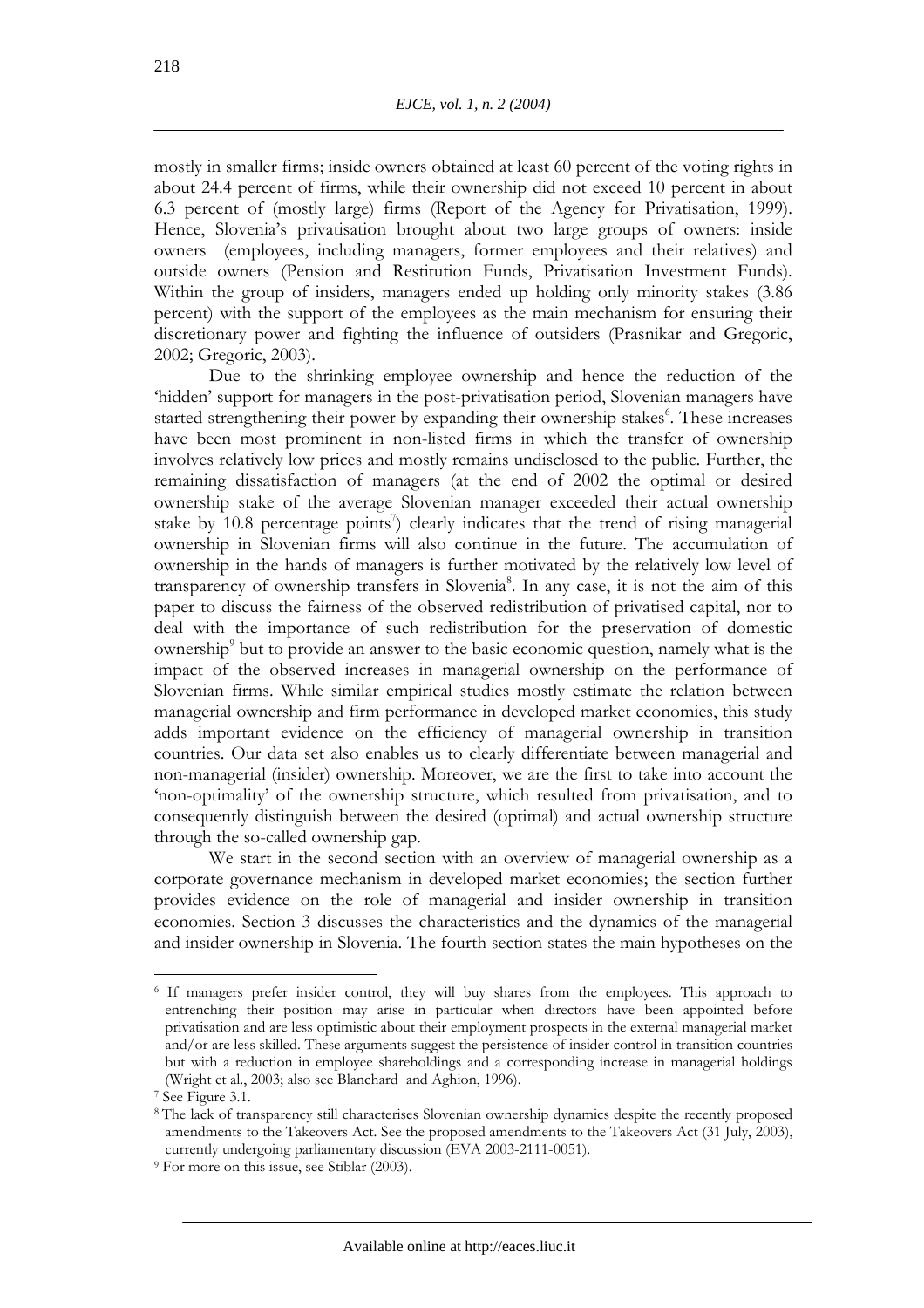mostly in smaller firms; inside owners obtained at least 60 percent of the voting rights in about 24.4 percent of firms, while their ownership did not exceed 10 percent in about 6.3 percent of (mostly large) firms (Report of the Agency for Privatisation, 1999). Hence, Slovenia's privatisation brought about two large groups of owners: inside owners (employees, including managers, former employees and their relatives) and outside owners (Pension and Restitution Funds, Privatisation Investment Funds). Within the group of insiders, managers ended up holding only minority stakes (3.86 percent) with the support of the employees as the main mechanism for ensuring their discretionary power and fighting the influence of outsiders (Prasnikar and Gregoric, 2002; Gregoric, 2003).

Due to the shrinking employee ownership and hence the reduction of the 'hidden' support for managers in the post-privatisation period, Slovenian managers have started strengthening their power by expanding their ownership stakes[6]. These increases have been most prominent in non-listed firms in which the transfer of ownership involves relatively low prices and mostly remains undisclosed to the public. Further, the remaining dissatisfaction of managers (at the end of 2002 the optimal or desired ownership stake of the average Slovenian manager exceeded their actual ownership stake by 10.8 percentage points[7]) clearly indicates that the trend of rising managerial ownership in Slovenian firms will also continue in the future. The accumulation of ownership in the hands of managers is further motivated by the relatively low level of transparency of ownership transfers in Slovenia[8]. In any case, it is not the aim of this paper to discuss the fairness of the observed redistribution of privatised capital, nor to deal with the importance of such redistribution for the preservation of domestic ownership[9] but to provide an answer to the basic economic question, namely what is the impact of the observed increases in managerial ownership on the performance of Slovenian firms. While similar empirical studies mostly estimate the relation between managerial ownership and firm performance in developed market economies, this study adds important evidence on the efficiency of managerial ownership in transition countries. Our data set also enables us to clearly differentiate between managerial and non-managerial (insider) ownership. Moreover, we are the first to take into account the 'non-optimality' of the ownership structure, which resulted from privatisation, and to consequently distinguish between the desired (optimal) and actual ownership structure through the so-called ownership gap.

We start in the second section with an overview of managerial ownership as a corporate governance mechanism in developed market economies; the section further provides evidence on the role of managerial and insider ownership in transition economies. Section 3 discusses the characteristics and the dynamics of the managerial and insider ownership in Slovenia. The fourth section states the main hypotheses on the

---

[6] If managers prefer insider control, they will buy shares from the employees. This approach to entrenching their position may arise in particular when directors have been appointed before privatisation and are less optimistic about their employment prospects in the external managerial market and/or are less skilled. These arguments suggest the persistence of insider control in transition countries but with a reduction in employee shareholdings and a corresponding increase in managerial holdings (Wright et al., 2003; also see Blanchard and Aghion, 1996).

[7] See Figure 3.1.

[8] The lack of transparency still characterises Slovenian ownership dynamics despite the recently proposed amendments to the Takeovers Act. See the proposed amendments to the Takeovers Act (31 July, 2003), currently undergoing parliamentary discussion (EVA 2003-2111-0051).

[9] For more on this issue, see Stiblar (2003).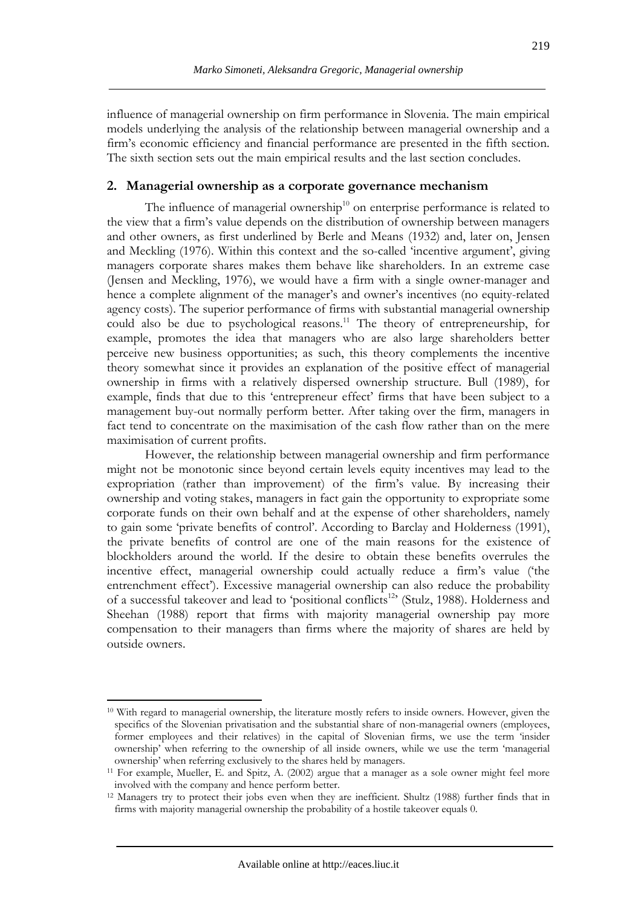influence of managerial ownership on firm performance in Slovenia. The main empirical models underlying the analysis of the relationship between managerial ownership and a firm's economic efficiency and financial performance are presented in the fifth section. The sixth section sets out the main empirical results and the last section concludes.

## 2. Managerial ownership as a corporate governance mechanism

The influence of managerial ownership[10] on enterprise performance is related to the view that a firm's value depends on the distribution of ownership between managers and other owners, as first underlined by Berle and Means (1932) and, later on, Jensen and Meckling (1976). Within this context and the so-called 'incentive argument', giving managers corporate shares makes them behave like shareholders. In an extreme case (Jensen and Meckling, 1976), we would have a firm with a single owner-manager and hence a complete alignment of the manager's and owner's incentives (no equity-related agency costs). The superior performance of firms with substantial managerial ownership could also be due to psychological reasons.[11] The theory of entrepreneurship, for example, promotes the idea that managers who are also large shareholders better perceive new business opportunities; as such, this theory complements the incentive theory somewhat since it provides an explanation of the positive effect of managerial ownership in firms with a relatively dispersed ownership structure. Bull (1989), for example, finds that due to this 'entrepreneur effect' firms that have been subject to a management buy-out normally perform better. After taking over the firm, managers in fact tend to concentrate on the maximisation of the cash flow rather than on the mere maximisation of current profits.

However, the relationship between managerial ownership and firm performance might not be monotonic since beyond certain levels equity incentives may lead to the expropriation (rather than improvement) of the firm's value. By increasing their ownership and voting stakes, managers in fact gain the opportunity to expropriate some corporate funds on their own behalf and at the expense of other shareholders, namely to gain some 'private benefits of control'. According to Barclay and Holderness (1991), the private benefits of control are one of the main reasons for the existence of blockholders around the world. If the desire to obtain these benefits overrules the incentive effect, managerial ownership could actually reduce a firm's value ('the entrenchment effect'). Excessive managerial ownership can also reduce the probability of a successful takeover and lead to 'positional conflicts[12]' (Stulz, 1988). Holderness and Sheehan (1988) report that firms with majority managerial ownership pay more compensation to their managers than firms where the majority of shares are held by outside owners.

---

[10] With regard to managerial ownership, the literature mostly refers to inside owners. However, given the specifics of the Slovenian privatisation and the substantial share of non-managerial owners (employees, former employees and their relatives) in the capital of Slovenian firms, we use the term 'insider ownership' when referring to the ownership of all inside owners, while we use the term 'managerial ownership' when referring exclusively to the shares held by managers.

[11] For example, Mueller, E. and Spitz, A. (2002) argue that a manager as a sole owner might feel more involved with the company and hence perform better.

[12] Managers try to protect their jobs even when they are inefficient. Shultz (1988) further finds that in firms with majority managerial ownership the probability of a hostile takeover equals 0.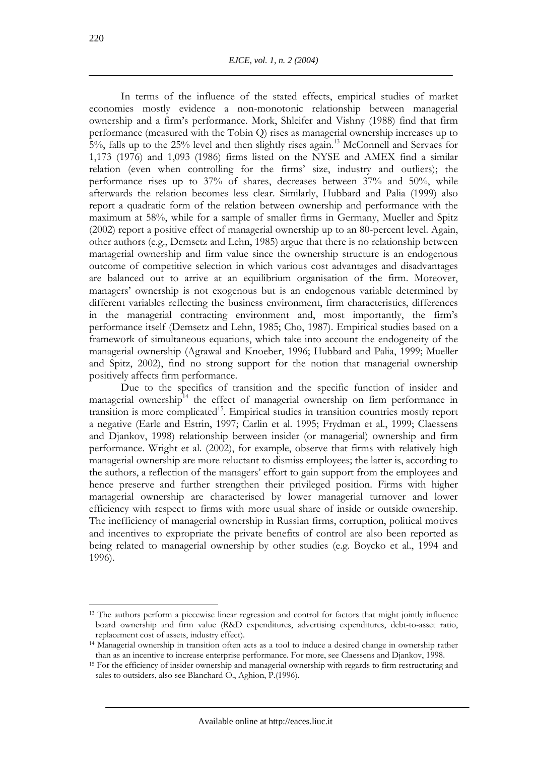In terms of the influence of the stated effects, empirical studies of market economies mostly evidence a non-monotonic relationship between managerial ownership and a firm's performance. Mork, Shleifer and Vishny (1988) find that firm performance (measured with the Tobin Q) rises as managerial ownership increases up to 5%, falls up to the 25% level and then slightly rises again.[13] McConnell and Servaes for 1,173 (1976) and 1,093 (1986) firms listed on the NYSE and AMEX find a similar relation (even when controlling for the firms' size, industry and outliers); the performance rises up to 37% of shares, decreases between 37% and 50%, while afterwards the relation becomes less clear. Similarly, Hubbard and Palia (1999) also report a quadratic form of the relation between ownership and performance with the maximum at 58%, while for a sample of smaller firms in Germany, Mueller and Spitz (2002) report a positive effect of managerial ownership up to an 80-percent level. Again, other authors (e.g., Demsetz and Lehn, 1985) argue that there is no relationship between managerial ownership and firm value since the ownership structure is an endogenous outcome of competitive selection in which various cost advantages and disadvantages are balanced out to arrive at an equilibrium organisation of the firm. Moreover, managers' ownership is not exogenous but is an endogenous variable determined by different variables reflecting the business environment, firm characteristics, differences in the managerial contracting environment and, most importantly, the firm's performance itself (Demsetz and Lehn, 1985; Cho, 1987). Empirical studies based on a framework of simultaneous equations, which take into account the endogeneity of the managerial ownership (Agrawal and Knoeber, 1996; Hubbard and Palia, 1999; Mueller and Spitz, 2002), find no strong support for the notion that managerial ownership positively affects firm performance.

Due to the specifics of transition and the specific function of insider and managerial ownership[14] the effect of managerial ownership on firm performance in transition is more complicated[15]. Empirical studies in transition countries mostly report a negative (Earle and Estrin, 1997; Carlin et al. 1995; Frydman et al., 1999; Claessens and Djankov, 1998) relationship between insider (or managerial) ownership and firm performance. Wright et al. (2002), for example, observe that firms with relatively high managerial ownership are more reluctant to dismiss employees; the latter is, according to the authors, a reflection of the managers' effort to gain support from the employees and hence preserve and further strengthen their privileged position. Firms with higher managerial ownership are characterised by lower managerial turnover and lower efficiency with respect to firms with more usual share of inside or outside ownership. The inefficiency of managerial ownership in Russian firms, corruption, political motives and incentives to expropriate the private benefits of control are also been reported as being related to managerial ownership by other studies (e.g. Boycko et al., 1994 and 1996).

---

[13] The authors perform a piecewise linear regression and control for factors that might jointly influence board ownership and firm value (R&D expenditures, advertising expenditures, debt-to-asset ratio, replacement cost of assets, industry effect).

[14] Managerial ownership in transition often acts as a tool to induce a desired change in ownership rather than as an incentive to increase enterprise performance. For more, see Claessens and Djankov, 1998.

[15] For the efficiency of insider ownership and managerial ownership with regards to firm restructuring and sales to outsiders, also see Blanchard O., Aghion, P.(1996).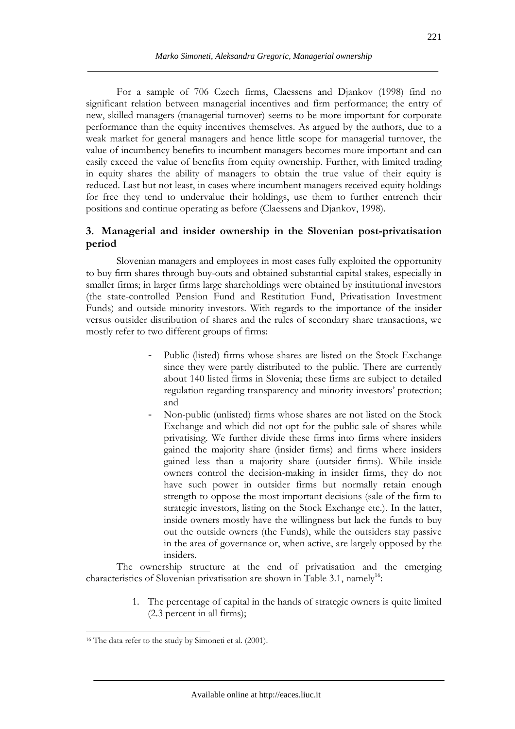For a sample of 706 Czech firms, Claessens and Djankov (1998) find no significant relation between managerial incentives and firm performance; the entry of new, skilled managers (managerial turnover) seems to be more important for corporate performance than the equity incentives themselves. As argued by the authors, due to a weak market for general managers and hence little scope for managerial turnover, the value of incumbency benefits to incumbent managers becomes more important and can easily exceed the value of benefits from equity ownership. Further, with limited trading in equity shares the ability of managers to obtain the true value of their equity is reduced. Last but not least, in cases where incumbent managers received equity holdings for free they tend to undervalue their holdings, use them to further entrench their positions and continue operating as before (Claessens and Djankov, 1998).

## 3. Managerial and insider ownership in the Slovenian post-privatisation period

Slovenian managers and employees in most cases fully exploited the opportunity to buy firm shares through buy-outs and obtained substantial capital stakes, especially in smaller firms; in larger firms large shareholdings were obtained by institutional investors (the state-controlled Pension Fund and Restitution Fund, Privatisation Investment Funds) and outside minority investors. With regards to the importance of the insider versus outsider distribution of shares and the rules of secondary share transactions, we mostly refer to two different groups of firms:

- Public (listed) firms whose shares are listed on the Stock Exchange since they were partly distributed to the public. There are currently about 140 listed firms in Slovenia; these firms are subject to detailed regulation regarding transparency and minority investors' protection; and
- Non-public (unlisted) firms whose shares are not listed on the Stock Exchange and which did not opt for the public sale of shares while privatising. We further divide these firms into firms where insiders gained the majority share (insider firms) and firms where insiders gained less than a majority share (outsider firms). While inside owners control the decision-making in insider firms, they do not have such power in outsider firms but normally retain enough strength to oppose the most important decisions (sale of the firm to strategic investors, listing on the Stock Exchange etc.). In the latter, inside owners mostly have the willingness but lack the funds to buy out the outside owners (the Funds), while the outsiders stay passive in the area of governance or, when active, are largely opposed by the insiders.

The ownership structure at the end of privatisation and the emerging characteristics of Slovenian privatisation are shown in Table 3.1, namely[16]:

1. The percentage of capital in the hands of strategic owners is quite limited (2.3 percent in all firms);

[16] The data refer to the study by Simoneti et al. (2001).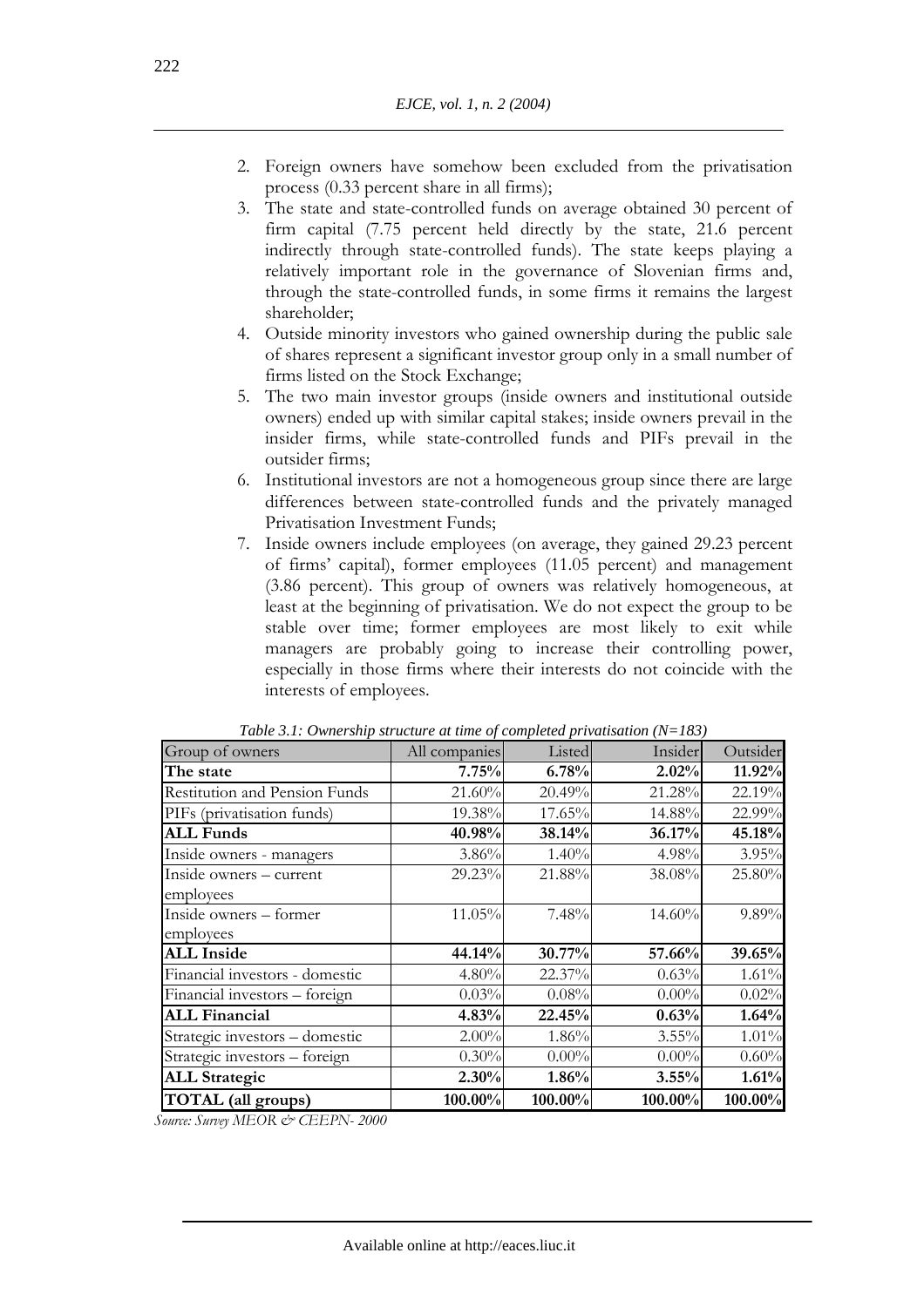2. Foreign owners have somehow been excluded from the privatisation process (0.33 percent share in all firms);
3. The state and state-controlled funds on average obtained 30 percent of firm capital (7.75 percent held directly by the state, 21.6 percent indirectly through state-controlled funds). The state keeps playing a relatively important role in the governance of Slovenian firms and, through the state-controlled funds, in some firms it remains the largest shareholder;
4. Outside minority investors who gained ownership during the public sale of shares represent a significant investor group only in a small number of firms listed on the Stock Exchange;
5. The two main investor groups (inside owners and institutional outside owners) ended up with similar capital stakes; inside owners prevail in the insider firms, while state-controlled funds and PIFs prevail in the outsider firms;
6. Institutional investors are not a homogeneous group since there are large differences between state-controlled funds and the privately managed Privatisation Investment Funds;
7. Inside owners include employees (on average, they gained 29.23 percent of firms' capital), former employees (11.05 percent) and management (3.86 percent). This group of owners was relatively homogeneous, at least at the beginning of privatisation. We do not expect the group to be stable over time; former employees are most likely to exit while managers are probably going to increase their controlling power, especially in those firms where their interests do not coincide with the interests of employees.

*Table 3.1: Ownership structure at time of completed privatisation (N=183)*

| Group of owners | All companies | Listed | Insider | Outsider |
|---|---|---|---|---|
| **The state** | **7.75%** | **6.78%** | **2.02%** | **11.92%** |
| Restitution and Pension Funds | 21.60% | 20.49% | 21.28% | 22.19% |
| PIFs (privatisation funds) | 19.38% | 17.65% | 14.88% | 22.99% |
| **ALL Funds** | **40.98%** | **38.14%** | **36.17%** | **45.18%** |
| Inside owners - managers | 3.86% | 1.40% | 4.98% | 3.95% |
| Inside owners – current employees | 29.23% | 21.88% | 38.08% | 25.80% |
| Inside owners – former employees | 11.05% | 7.48% | 14.60% | 9.89% |
| **ALL Inside** | **44.14%** | **30.77%** | **57.66%** | **39.65%** |
| Financial investors - domestic | 4.80% | 22.37% | 0.63% | 1.61% |
| Financial investors – foreign | 0.03% | 0.08% | 0.00% | 0.02% |
| **ALL Financial** | **4.83%** | **22.45%** | **0.63%** | **1.64%** |
| Strategic investors – domestic | 2.00% | 1.86% | 3.55% | 1.01% |
| Strategic investors – foreign | 0.30% | 0.00% | 0.00% | 0.60% |
| **ALL Strategic** | **2.30%** | **1.86%** | **3.55%** | **1.61%** |
| **TOTAL (all groups)** | **100.00%** | **100.00%** | **100.00%** | **100.00%** |

*Source: Survey MEOR & CEEPN- 2000*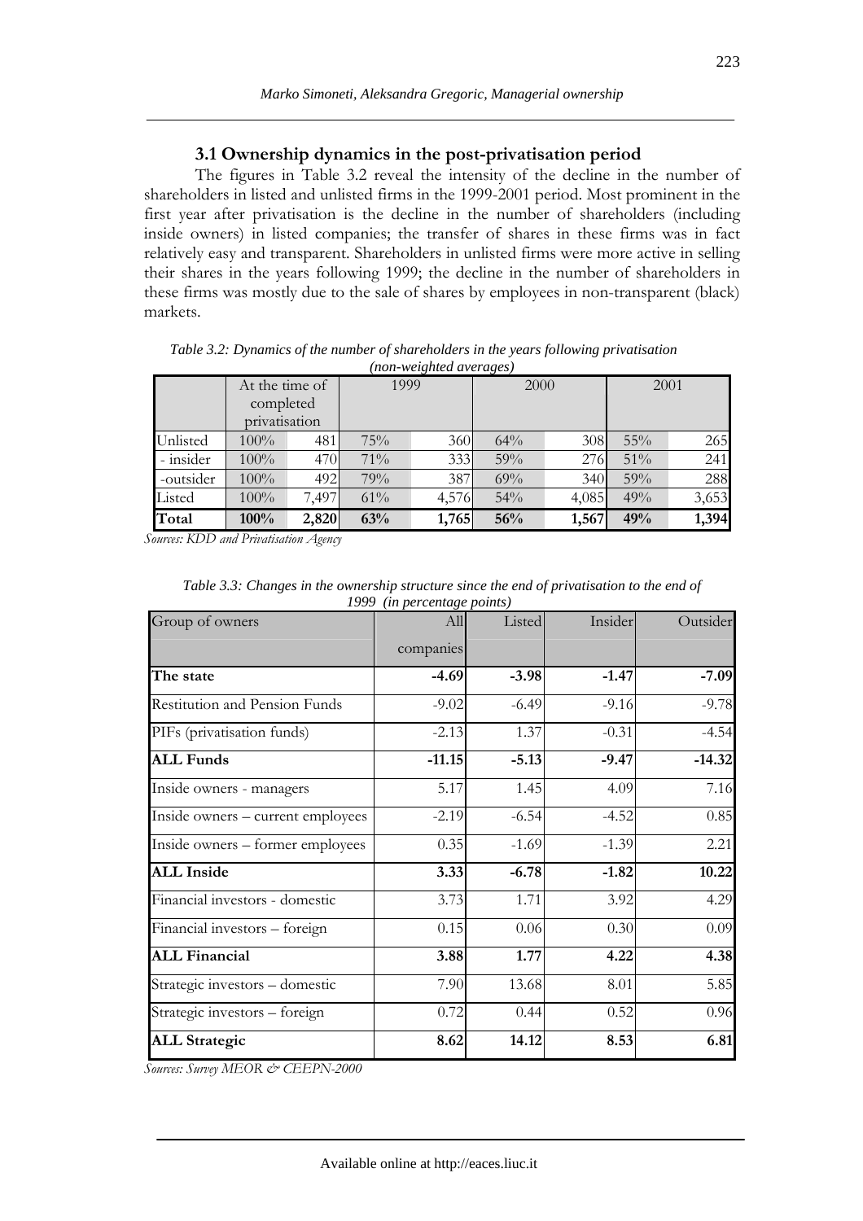### 3.1 Ownership dynamics in the post-privatisation period

The figures in Table 3.2 reveal the intensity of the decline in the number of shareholders in listed and unlisted firms in the 1999-2001 period. Most prominent in the first year after privatisation is the decline in the number of shareholders (including inside owners) in listed companies; the transfer of shares in these firms was in fact relatively easy and transparent. Shareholders in unlisted firms were more active in selling their shares in the years following 1999; the decline in the number of shareholders in these firms was mostly due to the sale of shares by employees in non-transparent (black) markets.

*Table 3.2: Dynamics of the number of shareholders in the years following privatisation (non-weighted averages)*

| | At the time of completed privatisation | | 1999 | | 2000 | | 2001 | |
|---|---|---|---|---|---|---|---|---|
| Unlisted | 100% | 481 | 75% | 360 | 64% | 308 | 55% | 265 |
| - insider | 100% | 470 | 71% | 333 | 59% | 276 | 51% | 241 |
| -outsider | 100% | 492 | 79% | 387 | 69% | 340 | 59% | 288 |
| Listed | 100% | 7,497 | 61% | 4,576 | 54% | 4,085 | 49% | 3,653 |
| **Total** | **100%** | **2,820** | **63%** | **1,765** | **56%** | **1,567** | **49%** | **1,394** |

*Sources: KDD and Privatisation Agency*

*Table 3.3: Changes in the ownership structure since the end of privatisation to the end of 1999 (in percentage points)*

| Group of owners | All companies | Listed | Insider | Outsider |
|---|---|---|---|---|
| **The state** | **-4.69** | **-3.98** | **-1.47** | **-7.09** |
| Restitution and Pension Funds | -9.02 | -6.49 | -9.16 | -9.78 |
| PIFs (privatisation funds) | -2.13 | 1.37 | -0.31 | -4.54 |
| **ALL Funds** | **-11.15** | **-5.13** | **-9.47** | **-14.32** |
| Inside owners - managers | 5.17 | 1.45 | 4.09 | 7.16 |
| Inside owners – current employees | -2.19 | -6.54 | -4.52 | 0.85 |
| Inside owners – former employees | 0.35 | -1.69 | -1.39 | 2.21 |
| **ALL Inside** | **3.33** | **-6.78** | **-1.82** | **10.22** |
| Financial investors - domestic | 3.73 | 1.71 | 3.92 | 4.29 |
| Financial investors – foreign | 0.15 | 0.06 | 0.30 | 0.09 |
| **ALL Financial** | **3.88** | **1.77** | **4.22** | **4.38** |
| Strategic investors – domestic | 7.90 | 13.68 | 8.01 | 5.85 |
| Strategic investors – foreign | 0.72 | 0.44 | 0.52 | 0.96 |
| **ALL Strategic** | **8.62** | **14.12** | **8.53** | **6.81** |

*Sources: Survey MEOR & CEEPN-2000*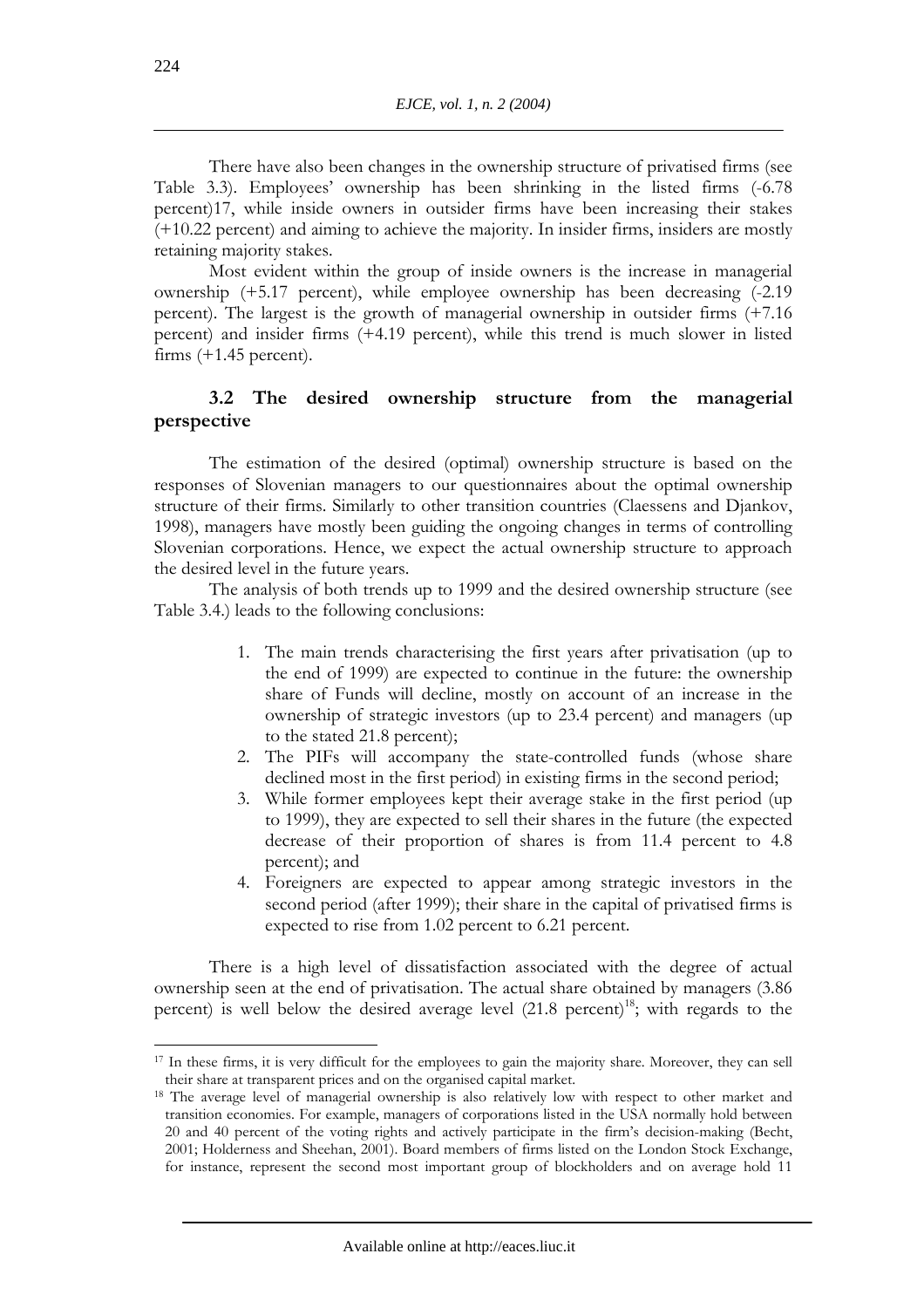There have also been changes in the ownership structure of privatised firms (see Table 3.3). Employees' ownership has been shrinking in the listed firms (-6.78 percent)17, while inside owners in outsider firms have been increasing their stakes (+10.22 percent) and aiming to achieve the majority. In insider firms, insiders are mostly retaining majority stakes.

Most evident within the group of inside owners is the increase in managerial ownership (+5.17 percent), while employee ownership has been decreasing (-2.19 percent). The largest is the growth of managerial ownership in outsider firms (+7.16 percent) and insider firms (+4.19 percent), while this trend is much slower in listed firms (+1.45 percent).

### 3.2 The desired ownership structure from the managerial perspective

The estimation of the desired (optimal) ownership structure is based on the responses of Slovenian managers to our questionnaires about the optimal ownership structure of their firms. Similarly to other transition countries (Claessens and Djankov, 1998), managers have mostly been guiding the ongoing changes in terms of controlling Slovenian corporations. Hence, we expect the actual ownership structure to approach the desired level in the future years.

The analysis of both trends up to 1999 and the desired ownership structure (see Table 3.4.) leads to the following conclusions:

1. The main trends characterising the first years after privatisation (up to the end of 1999) are expected to continue in the future: the ownership share of Funds will decline, mostly on account of an increase in the ownership of strategic investors (up to 23.4 percent) and managers (up to the stated 21.8 percent);
2. The PIFs will accompany the state-controlled funds (whose share declined most in the first period) in existing firms in the second period;
3. While former employees kept their average stake in the first period (up to 1999), they are expected to sell their shares in the future (the expected decrease of their proportion of shares is from 11.4 percent to 4.8 percent); and
4. Foreigners are expected to appear among strategic investors in the second period (after 1999); their share in the capital of privatised firms is expected to rise from 1.02 percent to 6.21 percent.

There is a high level of dissatisfaction associated with the degree of actual ownership seen at the end of privatisation. The actual share obtained by managers (3.86 percent) is well below the desired average level (21.8 percent)[18]; with regards to the

---

[17] In these firms, it is very difficult for the employees to gain the majority share. Moreover, they can sell their share at transparent prices and on the organised capital market.

[18] The average level of managerial ownership is also relatively low with respect to other market and transition economies. For example, managers of corporations listed in the USA normally hold between 20 and 40 percent of the voting rights and actively participate in the firm's decision-making (Becht, 2001; Holderness and Sheehan, 2001). Board members of firms listed on the London Stock Exchange, for instance, represent the second most important group of blockholders and on average hold 11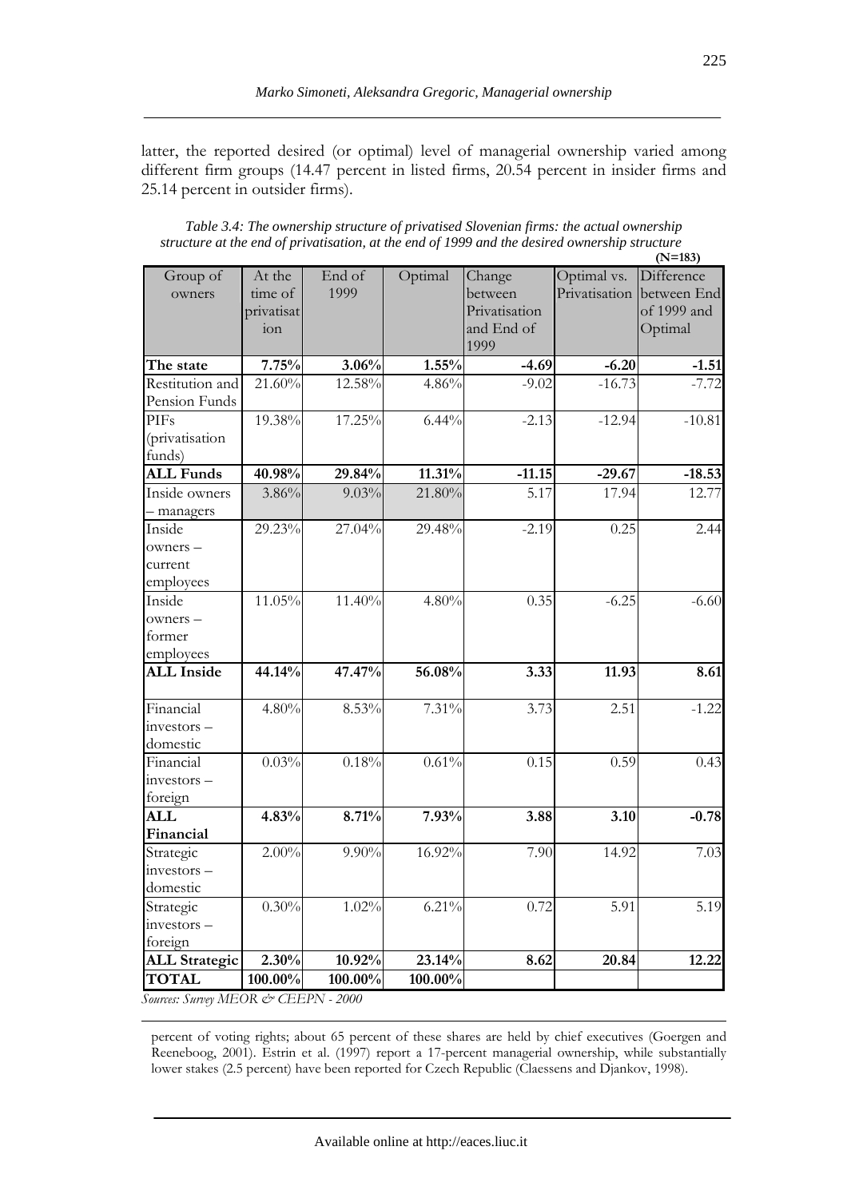latter, the reported desired (or optimal) level of managerial ownership varied among different firm groups (14.47 percent in listed firms, 20.54 percent in insider firms and 25.14 percent in outsider firms).

*Table 3.4: The ownership structure of privatised Slovenian firms: the actual ownership structure at the end of privatisation, at the end of 1999 and the desired ownership structure*

**(N=183)**

| Group of owners | At the time of privatisation | End of 1999 | Optimal | Change between Privatisation and End of 1999 | Optimal vs. Privatisation | Difference between End of 1999 and Optimal |
|---|---|---|---|---|---|---|
| **The state** | **7.75%** | **3.06%** | **1.55%** | **-4.69** | **-6.20** | **-1.51** |
| Restitution and Pension Funds | 21.60% | 12.58% | 4.86% | -9.02 | -16.73 | -7.72 |
| PIFs (privatisation funds) | 19.38% | 17.25% | 6.44% | -2.13 | -12.94 | -10.81 |
| **ALL Funds** | **40.98%** | **29.84%** | **11.31%** | **-11.15** | **-29.67** | **-18.53** |
| Inside owners – managers | 3.86% | 9.03% | 21.80% | 5.17 | 17.94 | 12.77 |
| Inside owners – current employees | 29.23% | 27.04% | 29.48% | -2.19 | 0.25 | 2.44 |
| Inside owners – former employees | 11.05% | 11.40% | 4.80% | 0.35 | -6.25 | -6.60 |
| **ALL Inside** | **44.14%** | **47.47%** | **56.08%** | **3.33** | **11.93** | **8.61** |
| Financial investors – domestic | 4.80% | 8.53% | 7.31% | 3.73 | 2.51 | -1.22 |
| Financial investors – foreign | 0.03% | 0.18% | 0.61% | 0.15 | 0.59 | 0.43 |
| **ALL Financial** | **4.83%** | **8.71%** | **7.93%** | **3.88** | **3.10** | **-0.78** |
| Strategic investors – domestic | 2.00% | 9.90% | 16.92% | 7.90 | 14.92 | 7.03 |
| Strategic investors – foreign | 0.30% | 1.02% | 6.21% | 0.72 | 5.91 | 5.19 |
| **ALL Strategic** | **2.30%** | **10.92%** | **23.14%** | **8.62** | **20.84** | **12.22** |
| **TOTAL** | **100.00%** | **100.00%** | **100.00%** | | | |

*Sources: Survey MEOR & CEEPN - 2000*

percent of voting rights; about 65 percent of these shares are held by chief executives (Goergen and Reeneboog, 2001). Estrin et al. (1997) report a 17-percent managerial ownership, while substantially lower stakes (2.5 percent) have been reported for Czech Republic (Claessens and Djankov, 1998).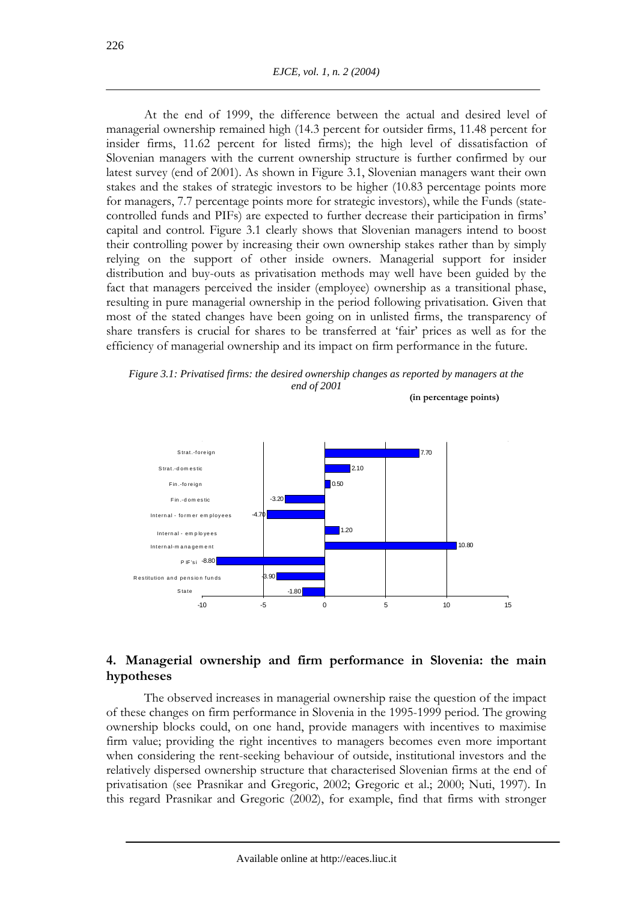At the end of 1999, the difference between the actual and desired level of managerial ownership remained high (14.3 percent for outsider firms, 11.48 percent for insider firms, 11.62 percent for listed firms); the high level of dissatisfaction of Slovenian managers with the current ownership structure is further confirmed by our latest survey (end of 2001). As shown in Figure 3.1, Slovenian managers want their own stakes and the stakes of strategic investors to be higher (10.83 percentage points more for managers, 7.7 percentage points more for strategic investors), while the Funds (state-controlled funds and PIFs) are expected to further decrease their participation in firms' capital and control. Figure 3.1 clearly shows that Slovenian managers intend to boost their controlling power by increasing their own ownership stakes rather than by simply relying on the support of other inside owners. Managerial support for insider distribution and buy-outs as privatisation methods may well have been guided by the fact that managers perceived the insider (employee) ownership as a transitional phase, resulting in pure managerial ownership in the period following privatisation. Given that most of the stated changes have been going on in unlisted firms, the transparency of share transfers is crucial for shares to be transferred at 'fair' prices as well as for the efficiency of managerial ownership and its impact on firm performance in the future.

*Figure 3.1: Privatised firms: the desired ownership changes as reported by managers at the end of 2001*

**(in percentage points)**

| Owner | Desired change |
|---|---|
| Strat.-foreign | 7.70 |
| Strat.-domestic | 2.10 |
| Fin.-foreign | 0.50 |
| Fin.-domestic | -3.20 |
| Internal - former employees | -4.70 |
| Internal - employees | 1.20 |
| Internal-management | 10.80 |
| PIF'si | -8.80 |
| Restitution and pension funds | -3.90 |
| State | -1.80 |

## 4. Managerial ownership and firm performance in Slovenia: the main hypotheses

The observed increases in managerial ownership raise the question of the impact of these changes on firm performance in Slovenia in the 1995-1999 period. The growing ownership blocks could, on one hand, provide managers with incentives to maximise firm value; providing the right incentives to managers becomes even more important when considering the rent-seeking behaviour of outside, institutional investors and the relatively dispersed ownership structure that characterised Slovenian firms at the end of privatisation (see Prasnikar and Gregoric, 2002; Gregoric et al.; 2000; Nuti, 1997). In this regard Prasnikar and Gregoric (2002), for example, find that firms with stronger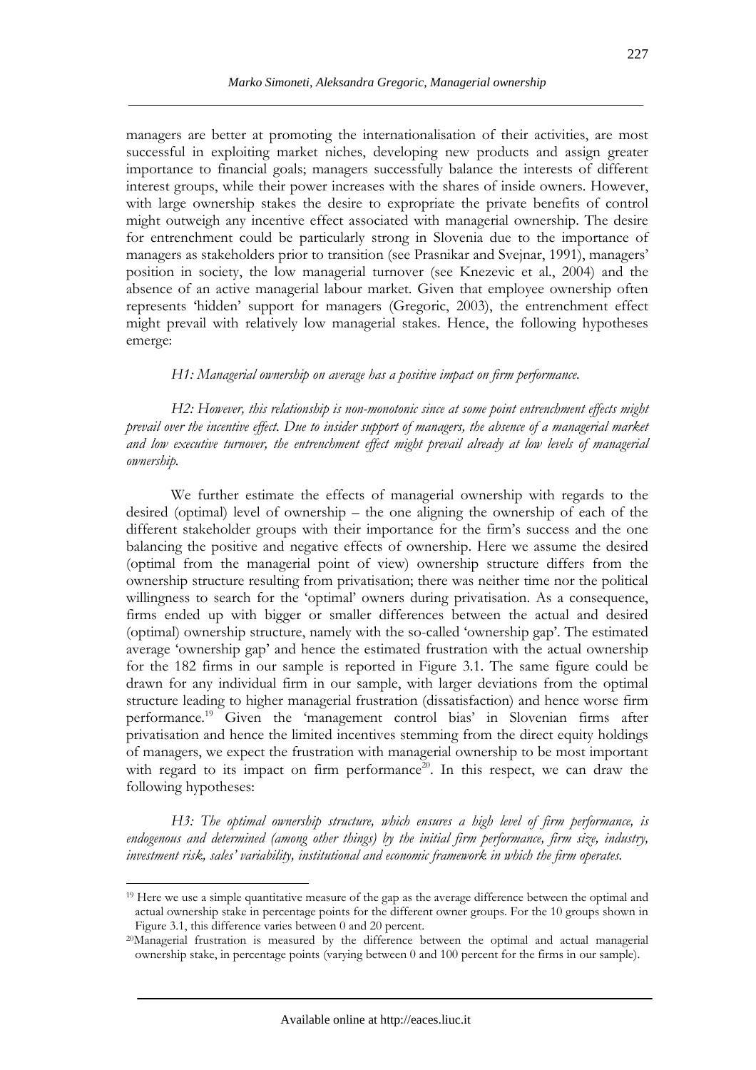managers are better at promoting the internationalisation of their activities, are most successful in exploiting market niches, developing new products and assign greater importance to financial goals; managers successfully balance the interests of different interest groups, while their power increases with the shares of inside owners. However, with large ownership stakes the desire to expropriate the private benefits of control might outweigh any incentive effect associated with managerial ownership. The desire for entrenchment could be particularly strong in Slovenia due to the importance of managers as stakeholders prior to transition (see Prasnikar and Svejnar, 1991), managers' position in society, the low managerial turnover (see Knezevic et al., 2004) and the absence of an active managerial labour market. Given that employee ownership often represents 'hidden' support for managers (Gregoric, 2003), the entrenchment effect might prevail with relatively low managerial stakes. Hence, the following hypotheses emerge:

*H1: Managerial ownership on average has a positive impact on firm performance.*

*H2: However, this relationship is non-monotonic since at some point entrenchment effects might prevail over the incentive effect. Due to insider support of managers, the absence of a managerial market and low executive turnover, the entrenchment effect might prevail already at low levels of managerial ownership.*

We further estimate the effects of managerial ownership with regards to the desired (optimal) level of ownership – the one aligning the ownership of each of the different stakeholder groups with their importance for the firm's success and the one balancing the positive and negative effects of ownership. Here we assume the desired (optimal from the managerial point of view) ownership structure differs from the ownership structure resulting from privatisation; there was neither time nor the political willingness to search for the 'optimal' owners during privatisation. As a consequence, firms ended up with bigger or smaller differences between the actual and desired (optimal) ownership structure, namely with the so-called 'ownership gap'. The estimated average 'ownership gap' and hence the estimated frustration with the actual ownership for the 182 firms in our sample is reported in Figure 3.1. The same figure could be drawn for any individual firm in our sample, with larger deviations from the optimal structure leading to higher managerial frustration (dissatisfaction) and hence worse firm performance.[19] Given the 'management control bias' in Slovenian firms after privatisation and hence the limited incentives stemming from the direct equity holdings of managers, we expect the frustration with managerial ownership to be most important with regard to its impact on firm performance[20]. In this respect, we can draw the following hypotheses:

*H3: The optimal ownership structure, which ensures a high level of firm performance, is endogenous and determined (among other things) by the initial firm performance, firm size, industry, investment risk, sales' variability, institutional and economic framework in which the firm operates.*

---

[19] Here we use a simple quantitative measure of the gap as the average difference between the optimal and actual ownership stake in percentage points for the different owner groups. For the 10 groups shown in Figure 3.1, this difference varies between 0 and 20 percent.

[20] Managerial frustration is measured by the difference between the optimal and actual managerial ownership stake, in percentage points (varying between 0 and 100 percent for the firms in our sample).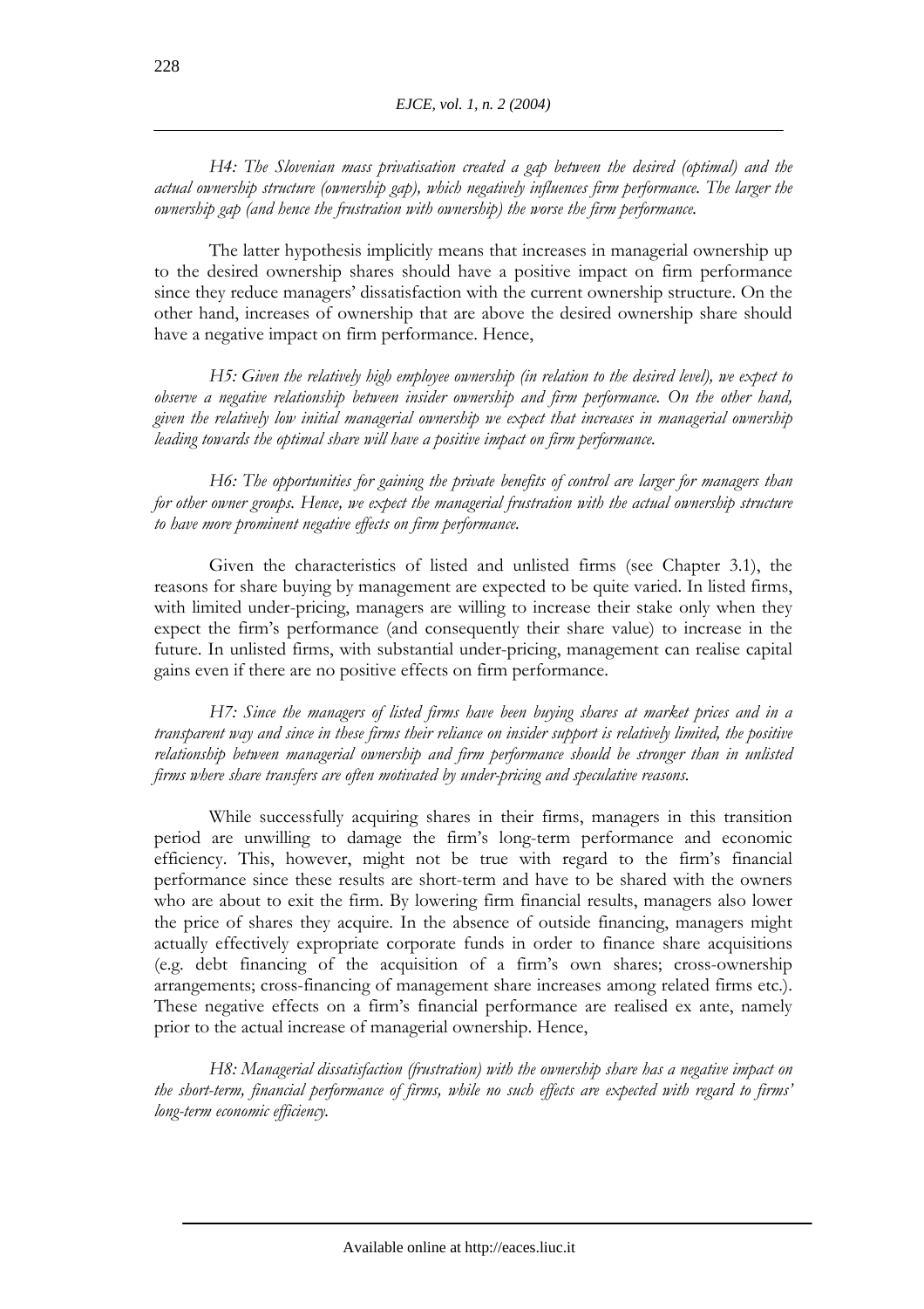*H4: The Slovenian mass privatisation created a gap between the desired (optimal) and the actual ownership structure (ownership gap), which negatively influences firm performance. The larger the ownership gap (and hence the frustration with ownership) the worse the firm performance.*

The latter hypothesis implicitly means that increases in managerial ownership up to the desired ownership shares should have a positive impact on firm performance since they reduce managers' dissatisfaction with the current ownership structure. On the other hand, increases of ownership that are above the desired ownership share should have a negative impact on firm performance. Hence,

*H5: Given the relatively high employee ownership (in relation to the desired level), we expect to observe a negative relationship between insider ownership and firm performance. On the other hand, given the relatively low initial managerial ownership we expect that increases in managerial ownership leading towards the optimal share will have a positive impact on firm performance.*

*H6: The opportunities for gaining the private benefits of control are larger for managers than for other owner groups. Hence, we expect the managerial frustration with the actual ownership structure to have more prominent negative effects on firm performance.*

Given the characteristics of listed and unlisted firms (see Chapter 3.1), the reasons for share buying by management are expected to be quite varied. In listed firms, with limited under-pricing, managers are willing to increase their stake only when they expect the firm's performance (and consequently their share value) to increase in the future. In unlisted firms, with substantial under-pricing, management can realise capital gains even if there are no positive effects on firm performance.

*H7: Since the managers of listed firms have been buying shares at market prices and in a transparent way and since in these firms their reliance on insider support is relatively limited, the positive relationship between managerial ownership and firm performance should be stronger than in unlisted firms where share transfers are often motivated by under-pricing and speculative reasons.*

While successfully acquiring shares in their firms, managers in this transition period are unwilling to damage the firm's long-term performance and economic efficiency. This, however, might not be true with regard to the firm's financial performance since these results are short-term and have to be shared with the owners who are about to exit the firm. By lowering firm financial results, managers also lower the price of shares they acquire. In the absence of outside financing, managers might actually effectively expropriate corporate funds in order to finance share acquisitions (e.g. debt financing of the acquisition of a firm's own shares; cross-ownership arrangements; cross-financing of management share increases among related firms etc.). These negative effects on a firm's financial performance are realised ex ante, namely prior to the actual increase of managerial ownership. Hence,

*H8: Managerial dissatisfaction (frustration) with the ownership share has a negative impact on the short-term, financial performance of firms, while no such effects are expected with regard to firms' long-term economic efficiency.*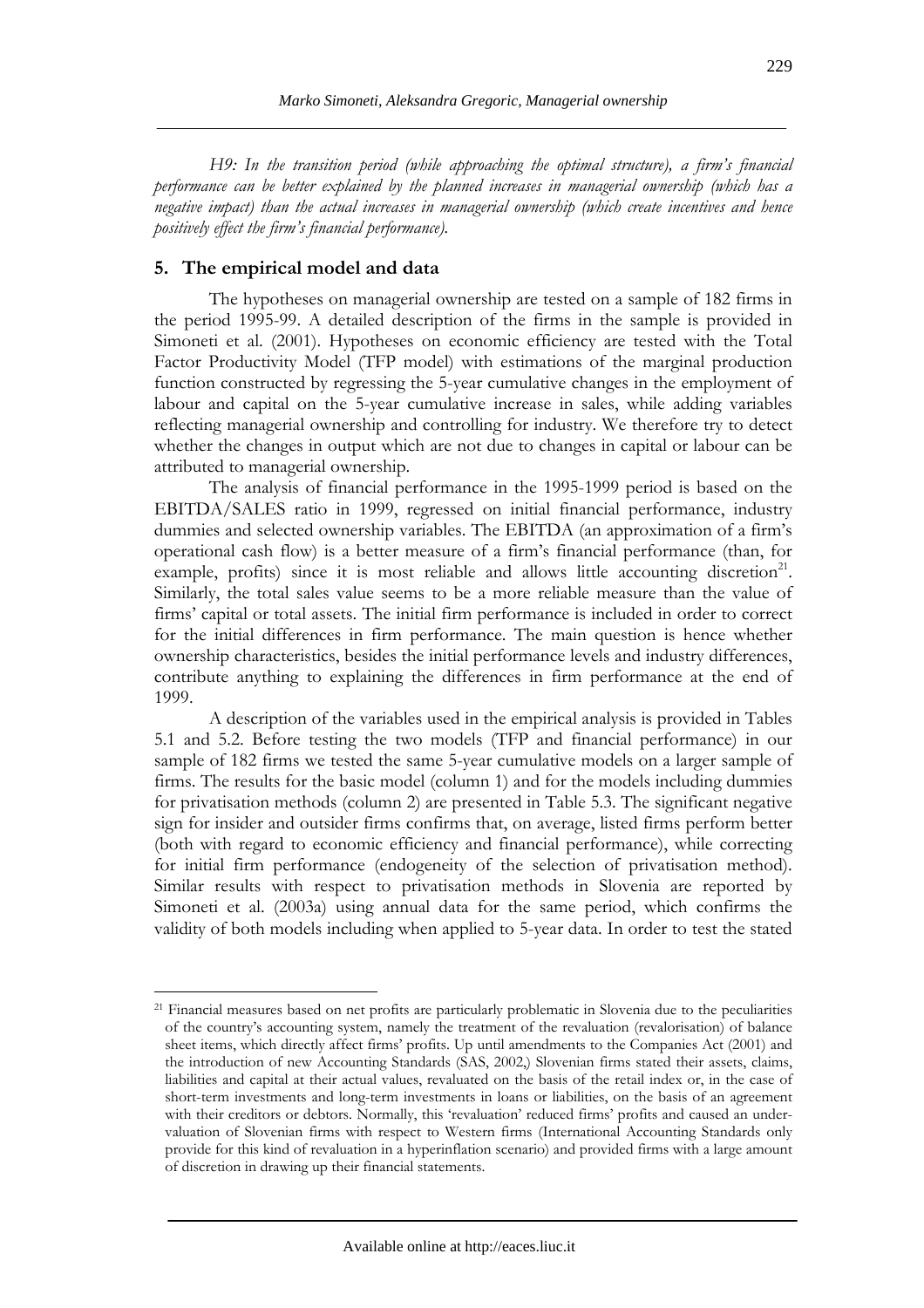*H9: In the transition period (while approaching the optimal structure), a firm's financial performance can be better explained by the planned increases in managerial ownership (which has a negative impact) than the actual increases in managerial ownership (which create incentives and hence positively effect the firm's financial performance).*

## 5. The empirical model and data

The hypotheses on managerial ownership are tested on a sample of 182 firms in the period 1995-99. A detailed description of the firms in the sample is provided in Simoneti et al. (2001). Hypotheses on economic efficiency are tested with the Total Factor Productivity Model (TFP model) with estimations of the marginal production function constructed by regressing the 5-year cumulative changes in the employment of labour and capital on the 5-year cumulative increase in sales, while adding variables reflecting managerial ownership and controlling for industry. We therefore try to detect whether the changes in output which are not due to changes in capital or labour can be attributed to managerial ownership.

The analysis of financial performance in the 1995-1999 period is based on the EBITDA/SALES ratio in 1999, regressed on initial financial performance, industry dummies and selected ownership variables. The EBITDA (an approximation of a firm's operational cash flow) is a better measure of a firm's financial performance (than, for example, profits) since it is most reliable and allows little accounting discretion[21]. Similarly, the total sales value seems to be a more reliable measure than the value of firms' capital or total assets. The initial firm performance is included in order to correct for the initial differences in firm performance. The main question is hence whether ownership characteristics, besides the initial performance levels and industry differences, contribute anything to explaining the differences in firm performance at the end of 1999.

A description of the variables used in the empirical analysis is provided in Tables 5.1 and 5.2. Before testing the two models (TFP and financial performance) in our sample of 182 firms we tested the same 5-year cumulative models on a larger sample of firms. The results for the basic model (column 1) and for the models including dummies for privatisation methods (column 2) are presented in Table 5.3. The significant negative sign for insider and outsider firms confirms that, on average, listed firms perform better (both with regard to economic efficiency and financial performance), while correcting for initial firm performance (endogeneity of the selection of privatisation method). Similar results with respect to privatisation methods in Slovenia are reported by Simoneti et al. (2003a) using annual data for the same period, which confirms the validity of both models including when applied to 5-year data. In order to test the stated

[21] Financial measures based on net profits are particularly problematic in Slovenia due to the peculiarities of the country's accounting system, namely the treatment of the revaluation (revalorisation) of balance sheet items, which directly affect firms' profits. Up until amendments to the Companies Act (2001) and the introduction of new Accounting Standards (SAS, 2002,) Slovenian firms stated their assets, claims, liabilities and capital at their actual values, revaluated on the basis of the retail index or, in the case of short-term investments and long-term investments in loans or liabilities, on the basis of an agreement with their creditors or debtors. Normally, this 'revaluation' reduced firms' profits and caused an under-valuation of Slovenian firms with respect to Western firms (International Accounting Standards only provide for this kind of revaluation in a hyperinflation scenario) and provided firms with a large amount of discretion in drawing up their financial statements.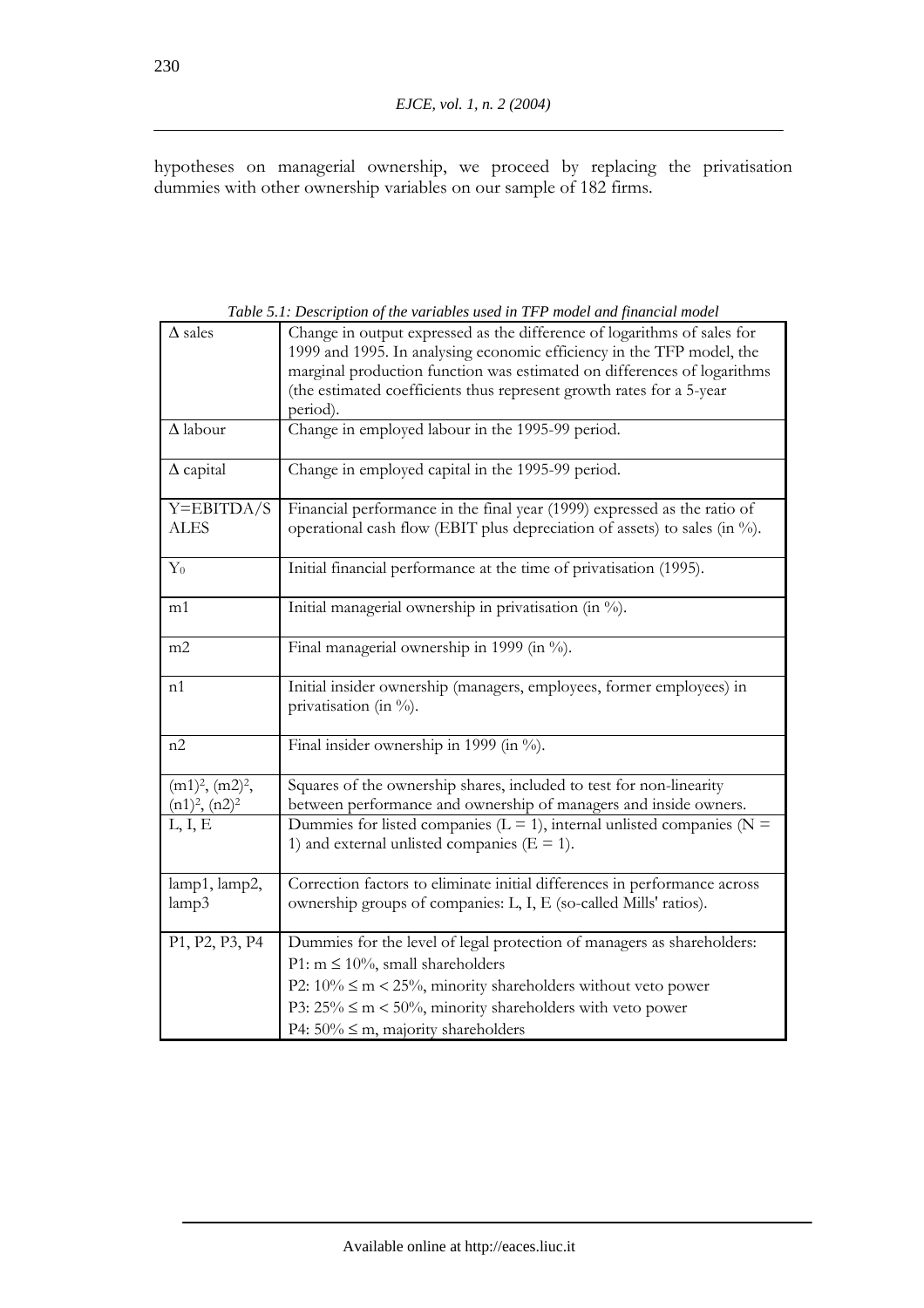hypotheses on managerial ownership, we proceed by replacing the privatisation dummies with other ownership variables on our sample of 182 firms.

*Table 5.1: Description of the variables used in TFP model and financial model*

| | |
|---|---|
| $\Delta$ sales | Change in output expressed as the difference of logarithms of sales for 1999 and 1995. In analysing economic efficiency in the TFP model, the marginal production function was estimated on differences of logarithms (the estimated coefficients thus represent growth rates for a 5-year period). |
| $\Delta$ labour | Change in employed labour in the 1995-99 period. |
| $\Delta$ capital | Change in employed capital in the 1995-99 period. |
| Y=EBITDA/SALES | Financial performance in the final year (1999) expressed as the ratio of operational cash flow (EBIT plus depreciation of assets) to sales (in %). |
| $Y_0$ | Initial financial performance at the time of privatisation (1995). |
| m1 | Initial managerial ownership in privatisation (in %). |
| m2 | Final managerial ownership in 1999 (in %). |
| n1 | Initial insider ownership (managers, employees, former employees) in privatisation (in %). |
| n2 | Final insider ownership in 1999 (in %). |
| $(m1)^2$, $(m2)^2$, $(n1)^2$, $(n2)^2$ | Squares of the ownership shares, included to test for non-linearity between performance and ownership of managers and inside owners. |
| L, I, E | Dummies for listed companies (L = 1), internal unlisted companies (N = 1) and external unlisted companies (E = 1). |
| lamp1, lamp2, lamp3 | Correction factors to eliminate initial differences in performance across ownership groups of companies: L, I, E (so-called Mills' ratios). |
| P1, P2, P3, P4 | Dummies for the level of legal protection of managers as shareholders:<br>P1: $m \leq 10\%$, small shareholders<br>P2: $10\% \leq m < 25\%$, minority shareholders without veto power<br>P3: $25\% \leq m < 50\%$, minority shareholders with veto power<br>P4: $50\% \leq m$, majority shareholders |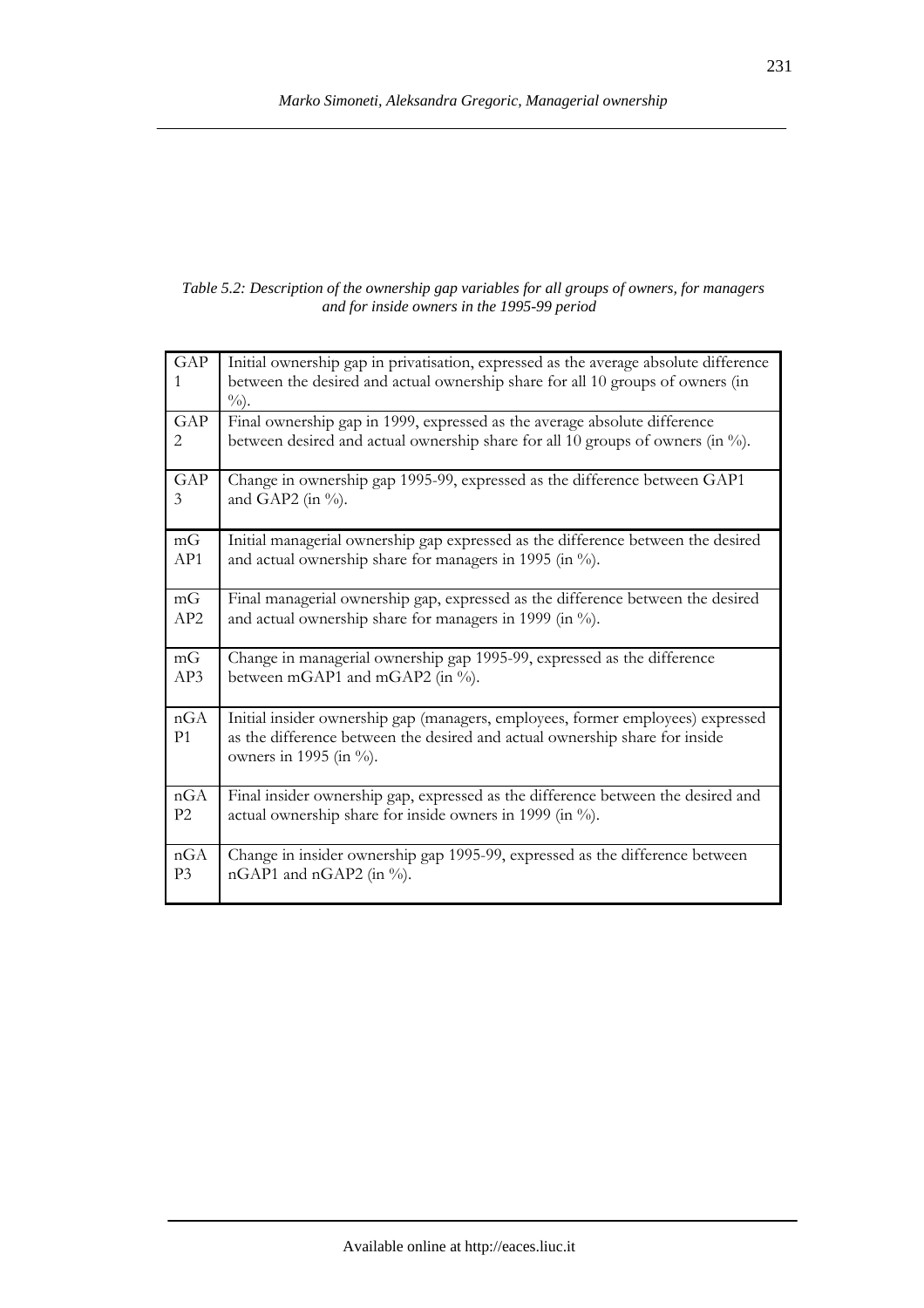*Table 5.2: Description of the ownership gap variables for all groups of owners, for managers and for inside owners in the 1995-99 period*

| | |
|---|---|
| GAP1 | Initial ownership gap in privatisation, expressed as the average absolute difference between the desired and actual ownership share for all 10 groups of owners (in %). |
| GAP2 | Final ownership gap in 1999, expressed as the average absolute difference between desired and actual ownership share for all 10 groups of owners (in %). |
| GAP3 | Change in ownership gap 1995-99, expressed as the difference between GAP1 and GAP2 (in %). |
| mGAP1 | Initial managerial ownership gap expressed as the difference between the desired and actual ownership share for managers in 1995 (in %). |
| mGAP2 | Final managerial ownership gap, expressed as the difference between the desired and actual ownership share for managers in 1999 (in %). |
| mGAP3 | Change in managerial ownership gap 1995-99, expressed as the difference between mGAP1 and mGAP2 (in %). |
| nGAP1 | Initial insider ownership gap (managers, employees, former employees) expressed as the difference between the desired and actual ownership share for inside owners in 1995 (in %). |
| nGAP2 | Final insider ownership gap, expressed as the difference between the desired and actual ownership share for inside owners in 1999 (in %). |
| nGAP3 | Change in insider ownership gap 1995-99, expressed as the difference between nGAP1 and nGAP2 (in %). |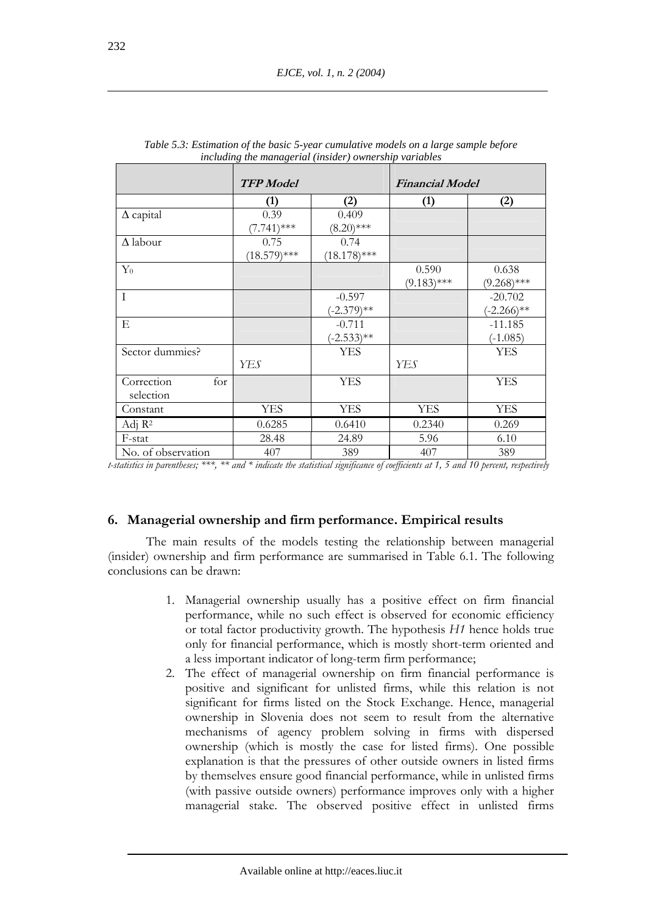*Table 5.3: Estimation of the basic 5-year cumulative models on a large sample before including the managerial (insider) ownership variables*

| | ***TFP Model*** | | ***Financial Model*** | |
|---|---|---|---|---|
| | **(1)** | **(2)** | **(1)** | **(2)** |
| Δ capital | 0.39 (7.741)*** | 0.409 (8.20)*** | | |
| Δ labour | 0.75 (18.579)*** | 0.74 (18.178)*** | | |
| $Y_0$ | | | 0.590 (9.183)*** | 0.638 (9.268)*** |
| I | | -0.597 (-2.379)** | | -20.702 (-2.266)** |
| E | | -0.711 (-2.533)** | | -11.185 (-1.085) |
| Sector dummies? | *YES* | YES | *YES* | YES |
| Correction for selection | | YES | | YES |
| Constant | YES | YES | YES | YES |
| Adj $R^2$ | 0.6285 | 0.6410 | 0.2340 | 0.269 |
| F-stat | 28.48 | 24.89 | 5.96 | 6.10 |
| No. of observation | 407 | 389 | 407 | 389 |

*t-statistics in parentheses; ***, ** and * indicate the statistical significance of coefficients at 1, 5 and 10 percent, respectively*

## 6. Managerial ownership and firm performance. Empirical results

The main results of the models testing the relationship between managerial (insider) ownership and firm performance are summarised in Table 6.1. The following conclusions can be drawn:

1. Managerial ownership usually has a positive effect on firm financial performance, while no such effect is observed for economic efficiency or total factor productivity growth. The hypothesis *H1* hence holds true only for financial performance, which is mostly short-term oriented and a less important indicator of long-term firm performance;
2. The effect of managerial ownership on firm financial performance is positive and significant for unlisted firms, while this relation is not significant for firms listed on the Stock Exchange. Hence, managerial ownership in Slovenia does not seem to result from the alternative mechanisms of agency problem solving in firms with dispersed ownership (which is mostly the case for listed firms). One possible explanation is that the pressures of other outside owners in listed firms by themselves ensure good financial performance, while in unlisted firms (with passive outside owners) performance improves only with a higher managerial stake. The observed positive effect in unlisted firms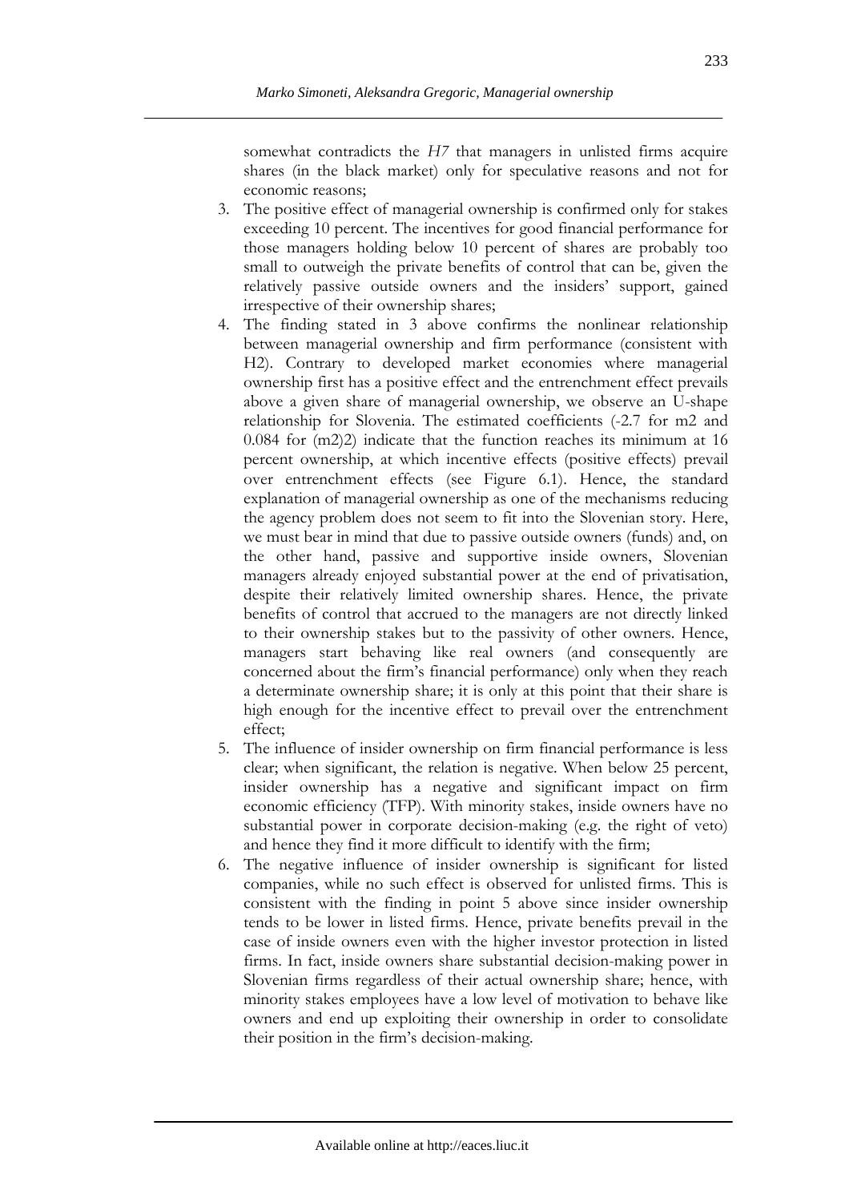somewhat contradicts the *H7* that managers in unlisted firms acquire shares (in the black market) only for speculative reasons and not for economic reasons;

3. The positive effect of managerial ownership is confirmed only for stakes exceeding 10 percent. The incentives for good financial performance for those managers holding below 10 percent of shares are probably too small to outweigh the private benefits of control that can be, given the relatively passive outside owners and the insiders' support, gained irrespective of their ownership shares;
4. The finding stated in 3 above confirms the nonlinear relationship between managerial ownership and firm performance (consistent with H2). Contrary to developed market economies where managerial ownership first has a positive effect and the entrenchment effect prevails above a given share of managerial ownership, we observe an U-shape relationship for Slovenia. The estimated coefficients (-2.7 for m2 and 0.084 for (m2)2) indicate that the function reaches its minimum at 16 percent ownership, at which incentive effects (positive effects) prevail over entrenchment effects (see Figure 6.1). Hence, the standard explanation of managerial ownership as one of the mechanisms reducing the agency problem does not seem to fit into the Slovenian story. Here, we must bear in mind that due to passive outside owners (funds) and, on the other hand, passive and supportive inside owners, Slovenian managers already enjoyed substantial power at the end of privatisation, despite their relatively limited ownership shares. Hence, the private benefits of control that accrued to the managers are not directly linked to their ownership stakes but to the passivity of other owners. Hence, managers start behaving like real owners (and consequently are concerned about the firm's financial performance) only when they reach a determinate ownership share; it is only at this point that their share is high enough for the incentive effect to prevail over the entrenchment effect;
5. The influence of insider ownership on firm financial performance is less clear; when significant, the relation is negative. When below 25 percent, insider ownership has a negative and significant impact on firm economic efficiency (TFP). With minority stakes, inside owners have no substantial power in corporate decision-making (e.g. the right of veto) and hence they find it more difficult to identify with the firm;
6. The negative influence of insider ownership is significant for listed companies, while no such effect is observed for unlisted firms. This is consistent with the finding in point 5 above since insider ownership tends to be lower in listed firms. Hence, private benefits prevail in the case of inside owners even with the higher investor protection in listed firms. In fact, inside owners share substantial decision-making power in Slovenian firms regardless of their actual ownership share; hence, with minority stakes employees have a low level of motivation to behave like owners and end up exploiting their ownership in order to consolidate their position in the firm's decision-making.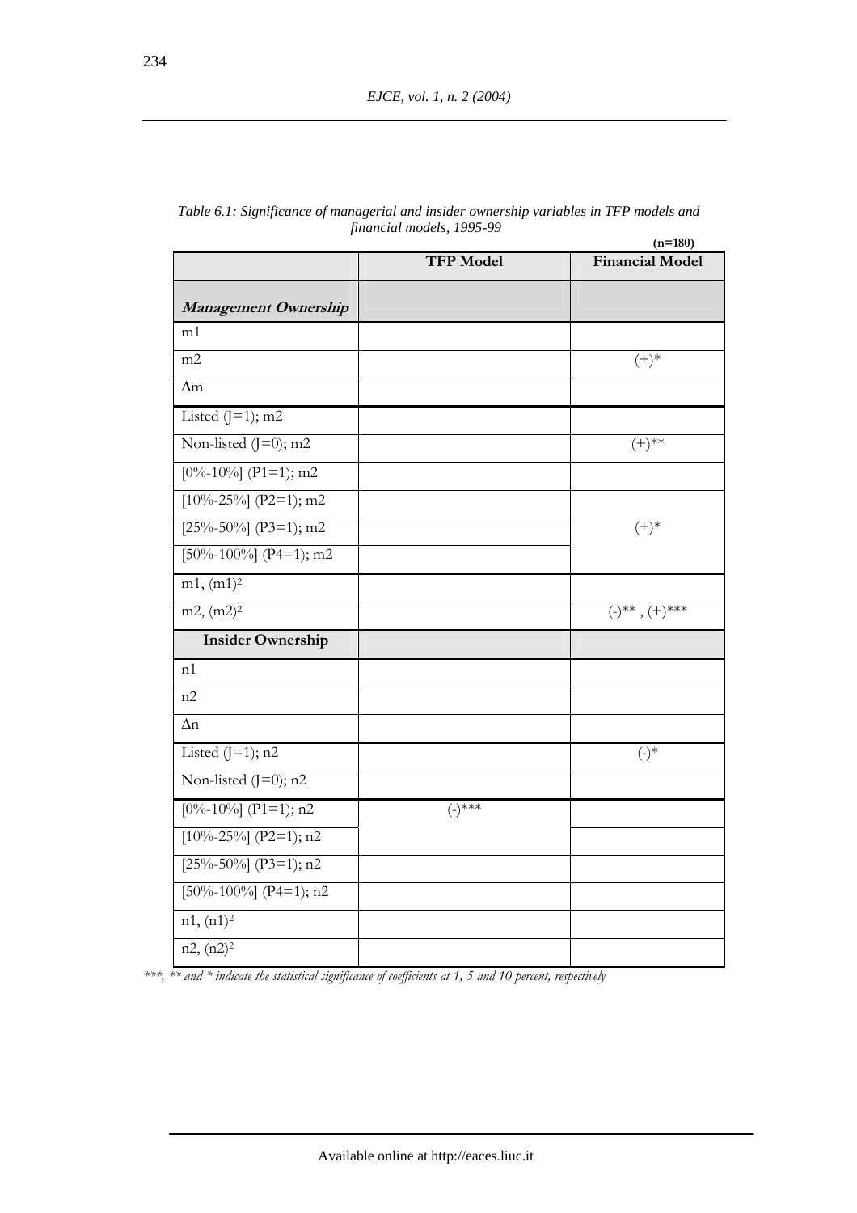*Table 6.1: Significance of managerial and insider ownership variables in TFP models and financial models, 1995-99*

**(n=180)**

| | **TFP Model** | **Financial Model** |
|---|---|---|
| ***Management Ownership*** | | |
| m1 | | |
| m2 | | (+)* |
| Δm | | |
| Listed (J=1); m2 | | |
| Non-listed (J=0); m2 | | (+)** |
| [0%-10%] (P1=1); m2 | | |
| [10%-25%] (P2=1); m2 | | (+)* |
| [25%-50%] (P3=1); m2 | | |
| [50%-100%] (P4=1); m2 | | |
| m1, $(m1)^2$ | | |
| m2, $(m2)^2$ | | (-)** , (+)*** |
| **Insider Ownership** | | |
| n1 | | |
| n2 | | |
| Δn | | |
| Listed (J=1); n2 | | (-)* |
| Non-listed (J=0); n2 | | |
| [0%-10%] (P1=1); n2 | (-)*** | |
| [10%-25%] (P2=1); n2 | | |
| [25%-50%] (P3=1); n2 | | |
| [50%-100%] (P4=1); n2 | | |
| n1, $(n1)^2$ | | |
| n2, $(n2)^2$ | | |

*\*\*\*, \*\* and \* indicate the statistical significance of coefficients at 1, 5 and 10 percent, respectively*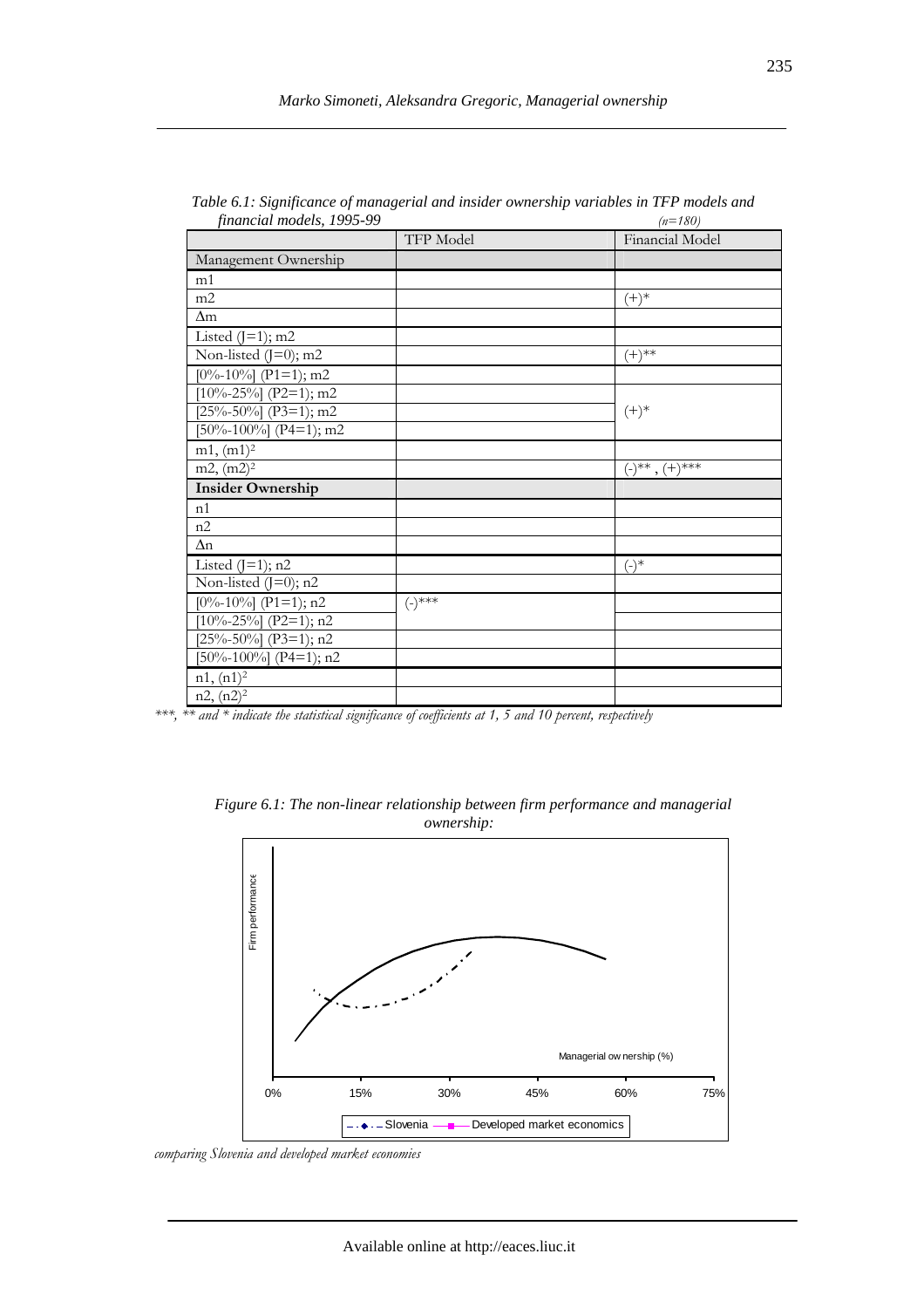*Table 6.1: Significance of managerial and insider ownership variables in TFP models and financial models, 1995-99* *(n=180)*

| | TFP Model | Financial Model |
|---|---|---|
| Management Ownership | | |
| m1 | | |
| m2 | | (+)* |
| Δm | | |
| Listed (J=1); m2 | | |
| Non-listed (J=0); m2 | | (+)** |
| [0%-10%] (P1=1); m2 | | |
| [10%-25%] (P2=1); m2 | | (+)* |
| [25%-50%] (P3=1); m2 | | |
| [50%-100%] (P4=1); m2 | | |
| m1, $(m1)^2$ | | |
| m2, $(m2)^2$ | | (-)** , (+)*** |
| **Insider Ownership** | | |
| n1 | | |
| n2 | | |
| Δn | | |
| Listed (J=1); n2 | | (-)* |
| Non-listed (J=0); n2 | | |
| [0%-10%] (P1=1); n2 | (-)*** | |
| [10%-25%] (P2=1); n2 | | |
| [25%-50%] (P3=1); n2 | | |
| [50%-100%] (P4=1); n2 | | |
| n1, $(n1)^2$ | | |
| n2, $(n2)^2$ | | |

*\*\*\*, \*\* and \* indicate the statistical significance of coefficients at 1, 5 and 10 percent, respectively*

*Figure 6.1: The non-linear relationship between firm performance and managerial ownership: comparing Slovenia and developed market economies*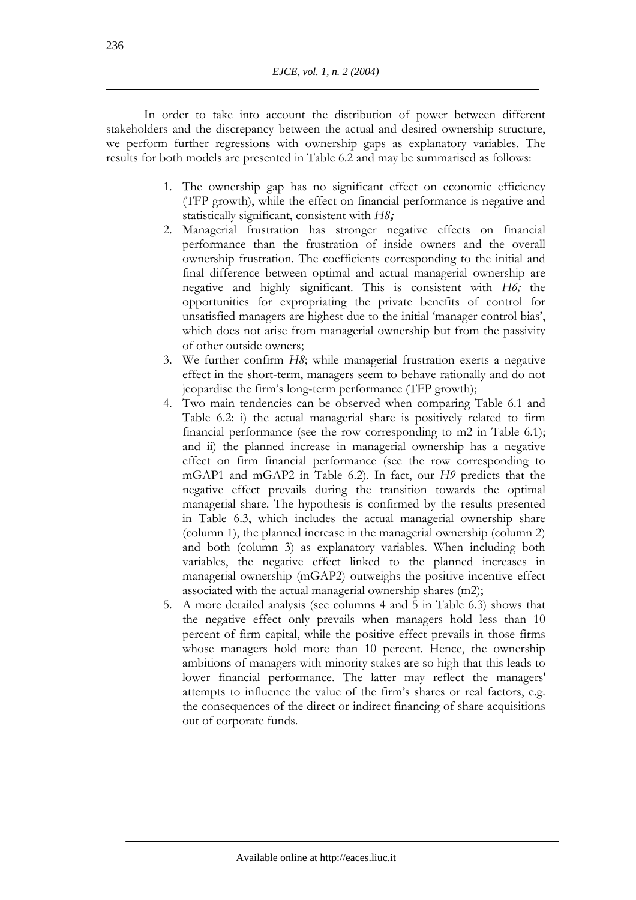In order to take into account the distribution of power between different stakeholders and the discrepancy between the actual and desired ownership structure, we perform further regressions with ownership gaps as explanatory variables. The results for both models are presented in Table 6.2 and may be summarised as follows:

1. The ownership gap has no significant effect on economic efficiency (TFP growth), while the effect on financial performance is negative and statistically significant, consistent with *H8***;**
2. Managerial frustration has stronger negative effects on financial performance than the frustration of inside owners and the overall ownership frustration. The coefficients corresponding to the initial and final difference between optimal and actual managerial ownership are negative and highly significant. This is consistent with *H6;* the opportunities for expropriating the private benefits of control for unsatisfied managers are highest due to the initial 'manager control bias', which does not arise from managerial ownership but from the passivity of other outside owners;
3. We further confirm *H8*; while managerial frustration exerts a negative effect in the short-term, managers seem to behave rationally and do not jeopardise the firm's long-term performance (TFP growth);
4. Two main tendencies can be observed when comparing Table 6.1 and Table 6.2: i) the actual managerial share is positively related to firm financial performance (see the row corresponding to m2 in Table 6.1); and ii) the planned increase in managerial ownership has a negative effect on firm financial performance (see the row corresponding to mGAP1 and mGAP2 in Table 6.2). In fact, our *H9* predicts that the negative effect prevails during the transition towards the optimal managerial share. The hypothesis is confirmed by the results presented in Table 6.3, which includes the actual managerial ownership share (column 1), the planned increase in the managerial ownership (column 2) and both (column 3) as explanatory variables. When including both variables, the negative effect linked to the planned increases in managerial ownership (mGAP2) outweighs the positive incentive effect associated with the actual managerial ownership shares (m2);
5. A more detailed analysis (see columns 4 and 5 in Table 6.3) shows that the negative effect only prevails when managers hold less than 10 percent of firm capital, while the positive effect prevails in those firms whose managers hold more than 10 percent. Hence, the ownership ambitions of managers with minority stakes are so high that this leads to lower financial performance. The latter may reflect the managers' attempts to influence the value of the firm's shares or real factors, e.g. the consequences of the direct or indirect financing of share acquisitions out of corporate funds.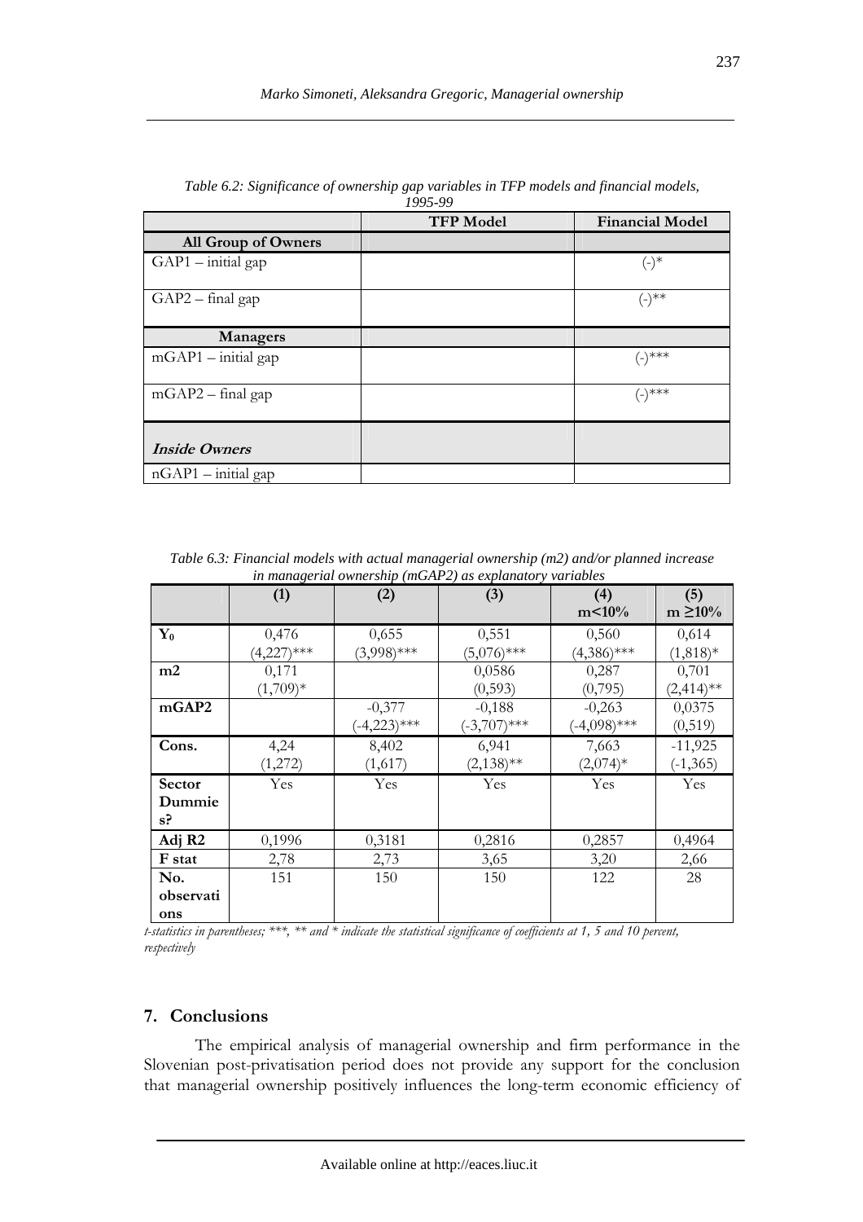*Table 6.2: Significance of ownership gap variables in TFP models and financial models, 1995-99*

| | TFP Model | Financial Model |
|---|---|---|
| **All Group of Owners** | | |
| GAP1 – initial gap | | (-)* |
| GAP2 – final gap | | (-)** |
| **Managers** | | |
| mGAP1 – initial gap | | (-)*** |
| mGAP2 – final gap | | (-)*** |
| ***Inside Owners*** | | |
| nGAP1 – initial gap | | |

*Table 6.3: Financial models with actual managerial ownership (m2) and/or planned increase in managerial ownership (mGAP2) as explanatory variables*

| | (1) | (2) | (3) | (4) m<10% | (5) m ≥10% |
|---|---|---|---|---|---|
| $Y_0$ | 0,476 (4,227)*** | 0,655 (3,998)*** | 0,551 (5,076)*** | 0,560 (4,386)*** | 0,614 (1,818)* |
| **m2** | 0,171 (1,709)* | | 0,0586 (0,593) | 0,287 (0,795) | 0,701 (2,414)** |
| **mGAP2** | | -0,377 (-4,223)*** | -0,188 (-3,707)*** | -0,263 (-4,098)*** | 0,0375 (0,519) |
| **Cons.** | 4,24 (1,272) | 8,402 (1,617) | 6,941 (2,138)** | 7,663 (2,074)* | -11,925 (-1,365) |
| **Sector Dummies?** | Yes | Yes | Yes | Yes | Yes |
| **Adj R2** | 0,1996 | 0,3181 | 0,2816 | 0,2857 | 0,4964 |
| **F stat** | 2,78 | 2,73 | 3,65 | 3,20 | 2,66 |
| **No. observations** | 151 | 150 | 150 | 122 | 28 |

*t-statistics in parentheses; \*\*\*, \*\* and \* indicate the statistical significance of coefficients at 1, 5 and 10 percent, respectively*

## 7. Conclusions

The empirical analysis of managerial ownership and firm performance in the Slovenian post-privatisation period does not provide any support for the conclusion that managerial ownership positively influences the long-term economic efficiency of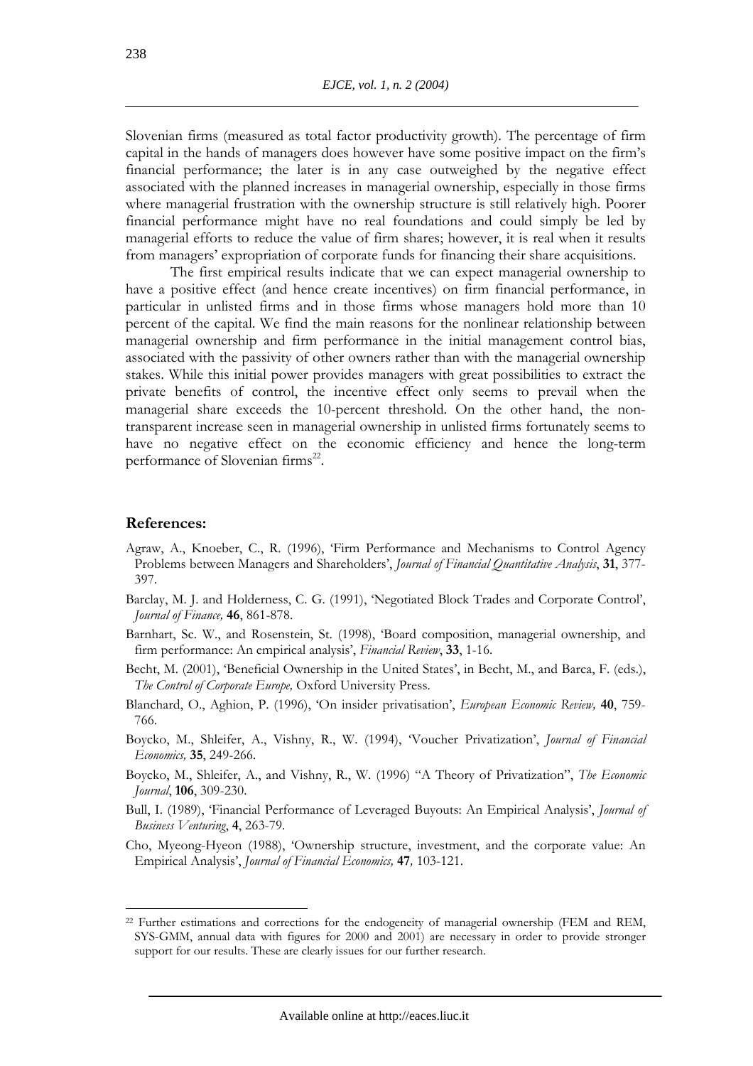Slovenian firms (measured as total factor productivity growth). The percentage of firm capital in the hands of managers does however have some positive impact on the firm's financial performance; the later is in any case outweighed by the negative effect associated with the planned increases in managerial ownership, especially in those firms where managerial frustration with the ownership structure is still relatively high. Poorer financial performance might have no real foundations and could simply be led by managerial efforts to reduce the value of firm shares; however, it is real when it results from managers' expropriation of corporate funds for financing their share acquisitions.

The first empirical results indicate that we can expect managerial ownership to have a positive effect (and hence create incentives) on firm financial performance, in particular in unlisted firms and in those firms whose managers hold more than 10 percent of the capital. We find the main reasons for the nonlinear relationship between managerial ownership and firm performance in the initial management control bias, associated with the passivity of other owners rather than with the managerial ownership stakes. While this initial power provides managers with great possibilities to extract the private benefits of control, the incentive effect only seems to prevail when the managerial share exceeds the 10-percent threshold. On the other hand, the non-transparent increase seen in managerial ownership in unlisted firms fortunately seems to have no negative effect on the economic efficiency and hence the long-term performance of Slovenian firms[22].

## References:

Agraw, A., Knoeber, C., R. (1996), 'Firm Performance and Mechanisms to Control Agency Problems between Managers and Shareholders', *Journal of Financial Quantitative Analysis*, **31**, 377-397.

Barclay, M. J. and Holderness, C. G. (1991), 'Negotiated Block Trades and Corporate Control', *Journal of Finance,* **46**, 861-878.

Barnhart, Sc. W., and Rosenstein, St. (1998), 'Board composition, managerial ownership, and firm performance: An empirical analysis', *Financial Review*, **33**, 1-16.

Becht, M. (2001), 'Beneficial Ownership in the United States', in Becht, M., and Barca, F. (eds.), *The Control of Corporate Europe,* Oxford University Press.

Blanchard, O., Aghion, P. (1996), 'On insider privatisation', *European Economic Review,* **40**, 759-766.

Boycko, M., Shleifer, A., Vishny, R., W. (1994), 'Voucher Privatization', *Journal of Financial Economics,* **35**, 249-266.

Boycko, M., Shleifer, A., and Vishny, R., W. (1996) "A Theory of Privatization", *The Economic Journal*, **106**, 309-230.

Bull, I. (1989), 'Financial Performance of Leveraged Buyouts: An Empirical Analysis', *Journal of Business Venturing*, **4**, 263-79.

Cho, Myeong-Hyeon (1988), 'Ownership structure, investment, and the corporate value: An Empirical Analysis', *Journal of Financial Economics,* **47***,* 103-121.

---

[22] Further estimations and corrections for the endogeneity of managerial ownership (FEM and REM, SYS-GMM, annual data with figures for 2000 and 2001) are necessary in order to provide stronger support for our results. These are clearly issues for our further research.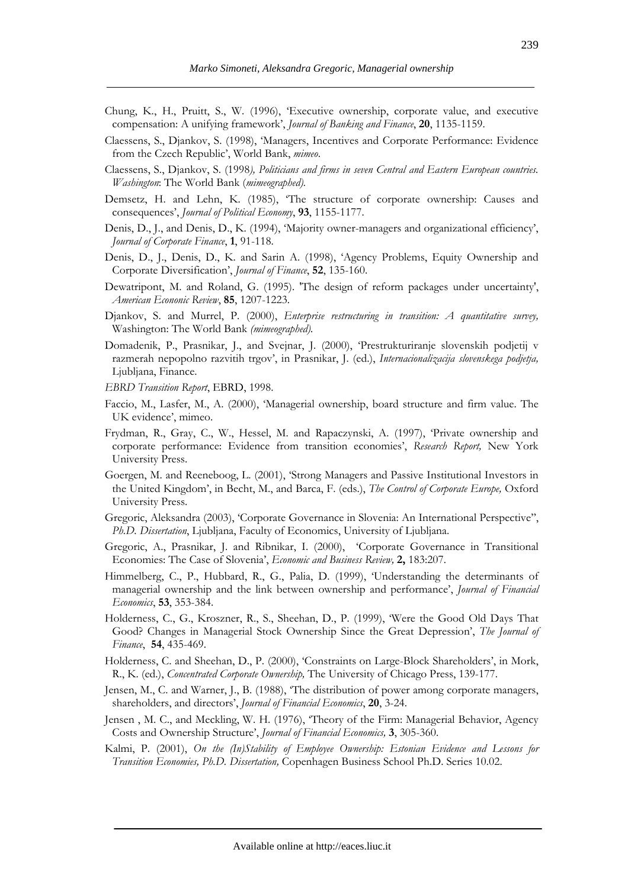Chung, K., H., Pruitt, S., W. (1996), 'Executive ownership, corporate value, and executive compensation: A unifying framework', *Journal of Banking and Finance*, **20**, 1135-1159.

Claessens, S., Djankov, S. (1998), 'Managers, Incentives and Corporate Performance: Evidence from the Czech Republic', World Bank, *mimeo*.

Claessens, S., Djankov, S. (1998*), Politicians and firms in seven Central and Eastern European countries. Washington*: The World Bank (*mimeographed).*

Demsetz, H. and Lehn, K. (1985), 'The structure of corporate ownership: Causes and consequences', *Journal of Political Economy*, **93**, 1155-1177.

Denis, D., J., and Denis, D., K. (1994), 'Majority owner-managers and organizational efficiency', *Journal of Corporate Finance*, **1**, 91-118.

Denis, D., J., Denis, D., K. and Sarin A. (1998), 'Agency Problems, Equity Ownership and Corporate Diversification', *Journal of Finance*, **52**, 135-160.

Dewatripont, M. and Roland, G. (1995). 'The design of reform packages under uncertainty', *American Econonic Review*, **85**, 1207-1223.

Djankov, S. and Murrel, P. (2000), *Enterprise restructuring in transition: A quantitative survey,* Washington: The World Bank *(mimeographed).*

Domadenik, P., Prasnikar, J., and Svejnar, J. (2000), 'Prestrukturiranje slovenskih podjetij v razmerah nepopolno razvitih trgov', in Prasnikar, J. (ed.), *Internacionalizacija slovenskega podjetja,* Ljubljana, Finance.

*EBRD Transition Report*, EBRD, 1998.

Faccio, M., Lasfer, M., A. (2000), 'Managerial ownership, board structure and firm value. The UK evidence', mimeo.

Frydman, R., Gray, C., W., Hessel, M. and Rapaczynski, A. (1997), 'Private ownership and corporate performance: Evidence from transition economies', *Research Report,* New York University Press.

Goergen, M. and Reeneboog, L. (2001), 'Strong Managers and Passive Institutional Investors in the United Kingdom', in Becht, M., and Barca, F. (eds.), *The Control of Corporate Europe,* Oxford University Press.

Gregoric, Aleksandra (2003), 'Corporate Governance in Slovenia: An International Perspective", *Ph.D. Dissertation*, Ljubljana, Faculty of Economics, University of Ljubljana.

Gregoric, A., Prasnikar, J. and Ribnikar, I. (2000), 'Corporate Governance in Transitional Economies: The Case of Slovenia', *Economic and Business Review,* **2,** 183:207.

Himmelberg, C., P., Hubbard, R., G., Palia, D. (1999), 'Understanding the determinants of managerial ownership and the link between ownership and performance', *Journal of Financial Economics*, **53**, 353-384.

Holderness, C., G., Kroszner, R., S., Sheehan, D., P. (1999), 'Were the Good Old Days That Good? Changes in Managerial Stock Ownership Since the Great Depression', *The Journal of Finance*, **54**, 435-469.

Holderness, C. and Sheehan, D., P. (2000), 'Constraints on Large-Block Shareholders', in Mork, R., K. (ed.), *Concentrated Corporate Ownership,* The University of Chicago Press, 139-177.

Jensen, M., C. and Warner, J., B. (1988), 'The distribution of power among corporate managers, shareholders, and directors', *Journal of Financial Economics*, **20**, 3-24.

Jensen , M. C., and Meckling, W. H. (1976), 'Theory of the Firm: Managerial Behavior, Agency Costs and Ownership Structure', *Journal of Financial Economics,* **3**, 305-360.

Kalmi, P. (2001), *On the (In)Stability of Employee Ownership: Estonian Evidence and Lessons for Transition Economies, Ph.D. Dissertation,* Copenhagen Business School Ph.D. Series 10.02.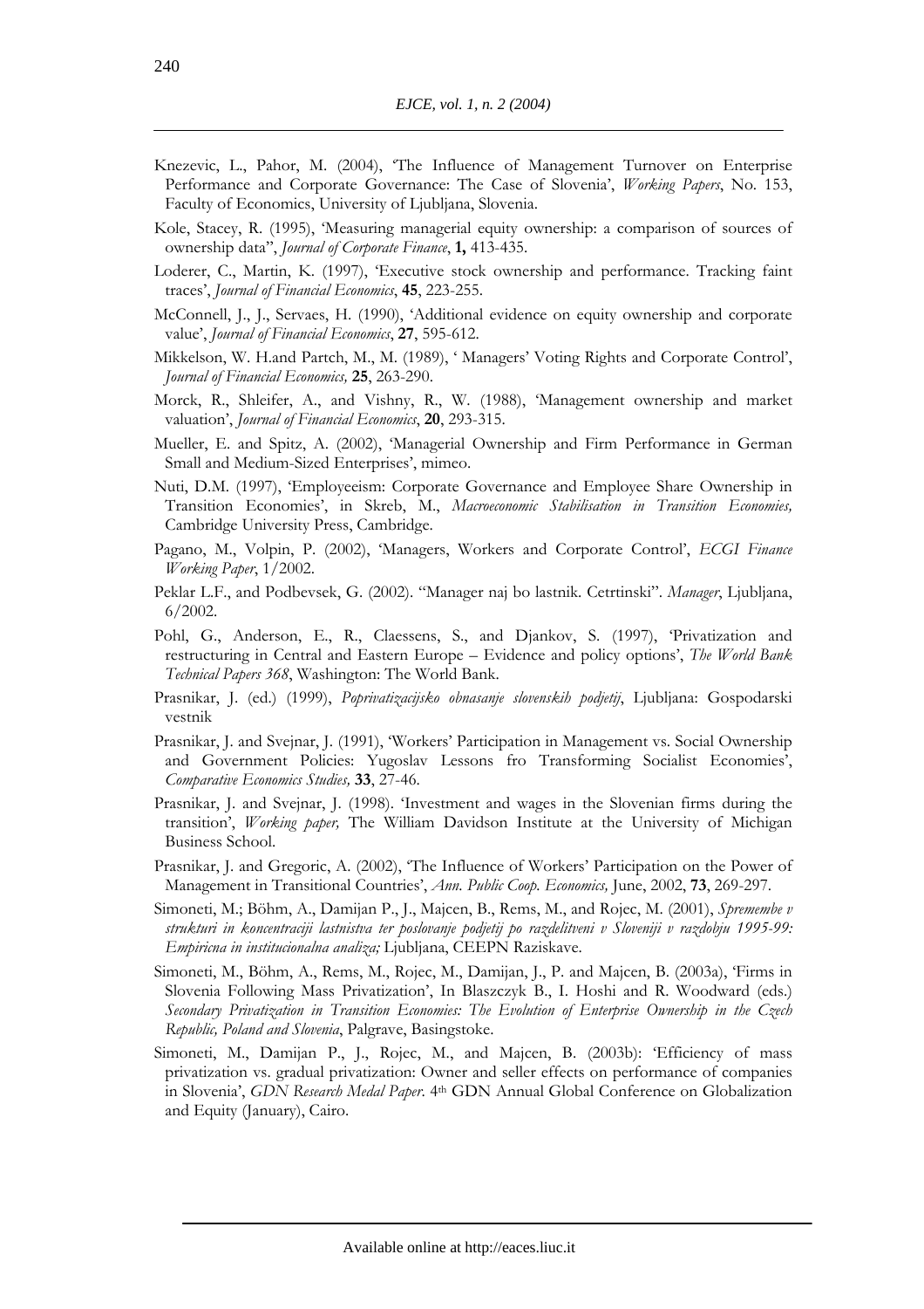Knezevic, L., Pahor, M. (2004), 'The Influence of Management Turnover on Enterprise Performance and Corporate Governance: The Case of Slovenia', *Working Papers*, No. 153, Faculty of Economics, University of Ljubljana, Slovenia.

Kole, Stacey, R. (1995), 'Measuring managerial equity ownership: a comparison of sources of ownership data", *Journal of Corporate Finance*, **1,** 413-435.

Loderer, C., Martin, K. (1997), 'Executive stock ownership and performance. Tracking faint traces', *Journal of Financial Economics*, **45**, 223-255.

McConnell, J., J., Servaes, H. (1990), 'Additional evidence on equity ownership and corporate value', *Journal of Financial Economics*, **27**, 595-612.

Mikkelson, W. H.and Partch, M., M. (1989), ' Managers' Voting Rights and Corporate Control', *Journal of Financial Economics,* **25**, 263-290.

Morck, R., Shleifer, A., and Vishny, R., W. (1988), 'Management ownership and market valuation', *Journal of Financial Economics*, **20**, 293-315.

Mueller, E. and Spitz, A. (2002), 'Managerial Ownership and Firm Performance in German Small and Medium-Sized Enterprises', mimeo.

Nuti, D.M. (1997), 'Employeeism: Corporate Governance and Employee Share Ownership in Transition Economies', in Skreb, M., *Macroeconomic Stabilisation in Transition Economies,* Cambridge University Press, Cambridge.

Pagano, M., Volpin, P. (2002), 'Managers, Workers and Corporate Control', *ECGI Finance Working Paper*, 1/2002.

Peklar L.F., and Podbevsek, G. (2002). "Manager naj bo lastnik. Cetrtinski". *Manager*, Ljubljana, 6/2002.

Pohl, G., Anderson, E., R., Claessens, S., and Djankov, S. (1997), 'Privatization and restructuring in Central and Eastern Europe – Evidence and policy options', *The World Bank Technical Papers 368*, Washington: The World Bank.

Prasnikar, J. (ed.) (1999), *Poprivatizacijsko obnasanje slovenskih podjetij*, Ljubljana: Gospodarski vestnik

Prasnikar, J. and Svejnar, J. (1991), 'Workers' Participation in Management vs. Social Ownership and Government Policies: Yugoslav Lessons fro Transforming Socialist Economies', *Comparative Economics Studies,* **33**, 27-46.

Prasnikar, J. and Svejnar, J. (1998). 'Investment and wages in the Slovenian firms during the transition', *Working paper,* The William Davidson Institute at the University of Michigan Business School.

Prasnikar, J. and Gregoric, A. (2002), 'The Influence of Workers' Participation on the Power of Management in Transitional Countries', *Ann. Public Coop. Economics,* June, 2002, **73**, 269-297.

Simoneti, M.; Böhm, A., Damijan P., J., Majcen, B., Rems, M., and Rojec, M. (2001), *Spremembe v strukturi in koncentraciji lastnistva ter poslovanje podjetij po razdelitveni v Sloveniji v razdobju 1995-99: Empiricna in institucionalna analiza;* Ljubljana, CEEPN Raziskave.

Simoneti, M., Böhm, A., Rems, M., Rojec, M., Damijan, J., P. and Majcen, B. (2003a), 'Firms in Slovenia Following Mass Privatization', In Blaszczyk B., I. Hoshi and R. Woodward (eds.) *Secondary Privatization in Transition Economies: The Evolution of Enterprise Ownership in the Czech Republic, Poland and Slovenia*, Palgrave, Basingstoke.

Simoneti, M., Damijan P., J., Rojec, M., and Majcen, B. (2003b): 'Efficiency of mass privatization vs. gradual privatization: Owner and seller effects on performance of companies in Slovenia', *GDN Research Medal Paper*. 4th GDN Annual Global Conference on Globalization and Equity (January), Cairo.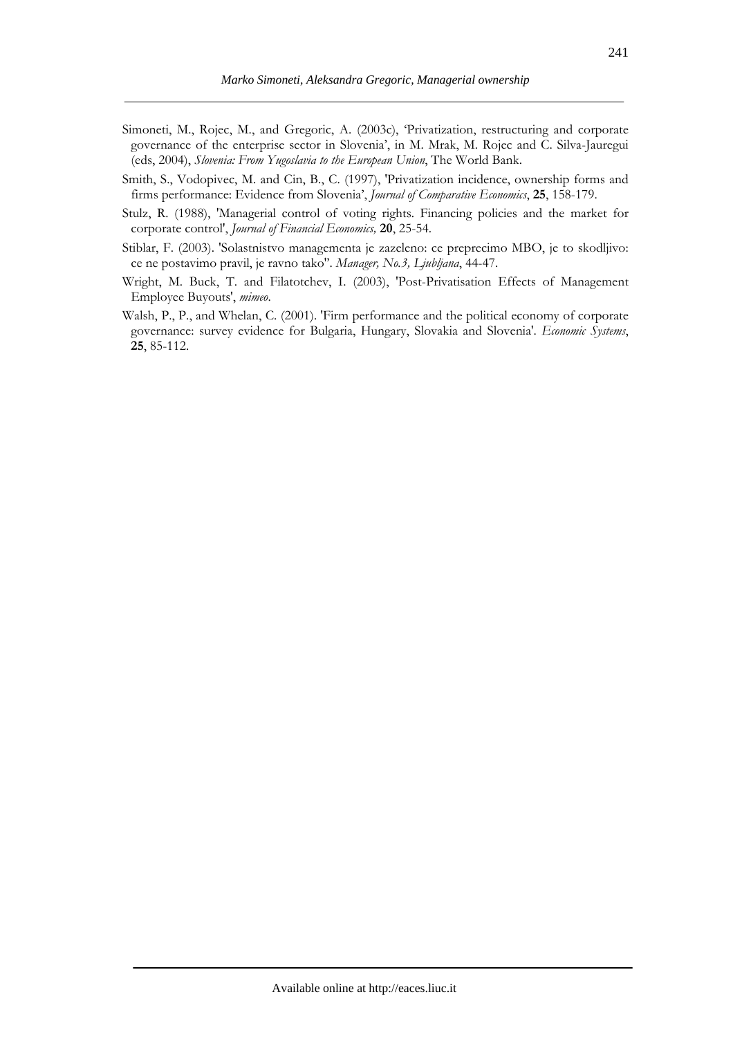Simoneti, M., Rojec, M., and Gregoric, A. (2003c), 'Privatization, restructuring and corporate governance of the enterprise sector in Slovenia', in M. Mrak, M. Rojec and C. Silva-Jauregui (eds, 2004), *Slovenia: From Yugoslavia to the European Union*, The World Bank.

Smith, S., Vodopivec, M. and Cin, B., C. (1997), 'Privatization incidence, ownership forms and firms performance: Evidence from Slovenia', *Journal of Comparative Economics*, **25**, 158-179.

Stulz, R. (1988), 'Managerial control of voting rights. Financing policies and the market for corporate control', *Journal of Financial Economics,* **20**, 25-54.

Stiblar, F. (2003). 'Solastnistvo managementa je zazeleno: ce preprecimo MBO, je to skodljivo: ce ne postavimo pravil, je ravno tako''. *Manager, No.3, Ljubljana*, 44-47.

Wright, M. Buck, T. and Filatotchev, I. (2003), 'Post-Privatisation Effects of Management Employee Buyouts', *mimeo*.

Walsh, P., P., and Whelan, C. (2001). 'Firm performance and the political economy of corporate governance: survey evidence for Bulgaria, Hungary, Slovakia and Slovenia'. *Economic Systems*, **25**, 85-112.